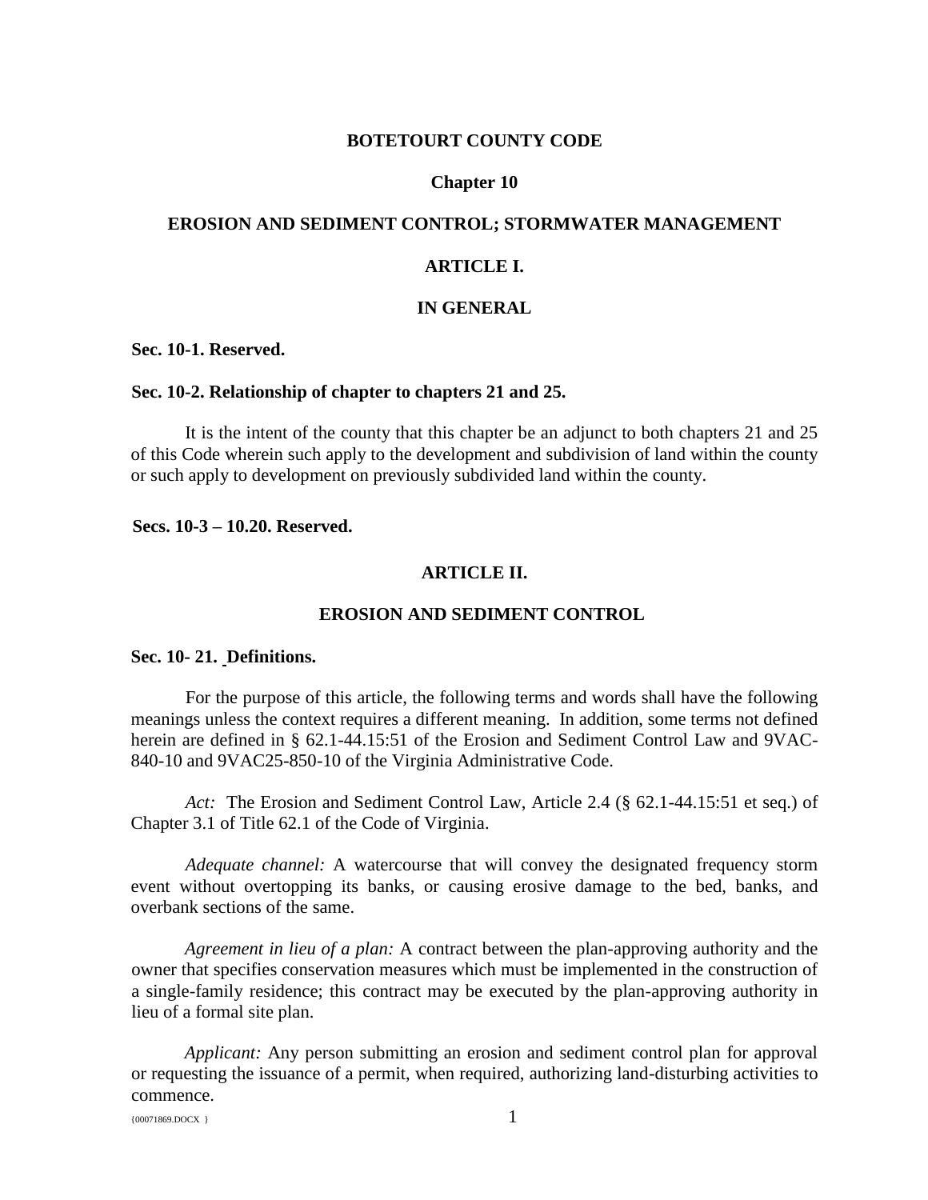# BOTETOURT COUNTY CODE

## Chapter 10

## EROSION AND SEDIMENT CONTROL; STORMWATER MANAGEMENT

## ARTICLE I.

## IN GENERAL

**Sec. 10-1. Reserved.**

**Sec. 10-2. Relationship of chapter to chapters 21 and 25.**

It is the intent of the county that this chapter be an adjunct to both chapters 21 and 25 of this Code wherein such apply to the development and subdivision of land within the county or such apply to development on previously subdivided land within the county.

**Secs. 10-3 – 10.20. Reserved.**

## ARTICLE II.

## EROSION AND SEDIMENT CONTROL

**Sec. 10- 21. Definitions.**

For the purpose of this article, the following terms and words shall have the following meanings unless the context requires a different meaning. In addition, some terms not defined herein are defined in § 62.1-44.15:51 of the Erosion and Sediment Control Law and 9VAC-840-10 and 9VAC25-850-10 of the Virginia Administrative Code.

*Act:* The Erosion and Sediment Control Law, Article 2.4 (§ 62.1-44.15:51 et seq.) of Chapter 3.1 of Title 62.1 of the Code of Virginia.

*Adequate channel:* A watercourse that will convey the designated frequency storm event without overtopping its banks, or causing erosive damage to the bed, banks, and overbank sections of the same.

*Agreement in lieu of a plan:* A contract between the plan-approving authority and the owner that specifies conservation measures which must be implemented in the construction of a single-family residence; this contract may be executed by the plan-approving authority in lieu of a formal site plan.

*Applicant:* Any person submitting an erosion and sediment control plan for approval or requesting the issuance of a permit, when required, authorizing land-disturbing activities to commence.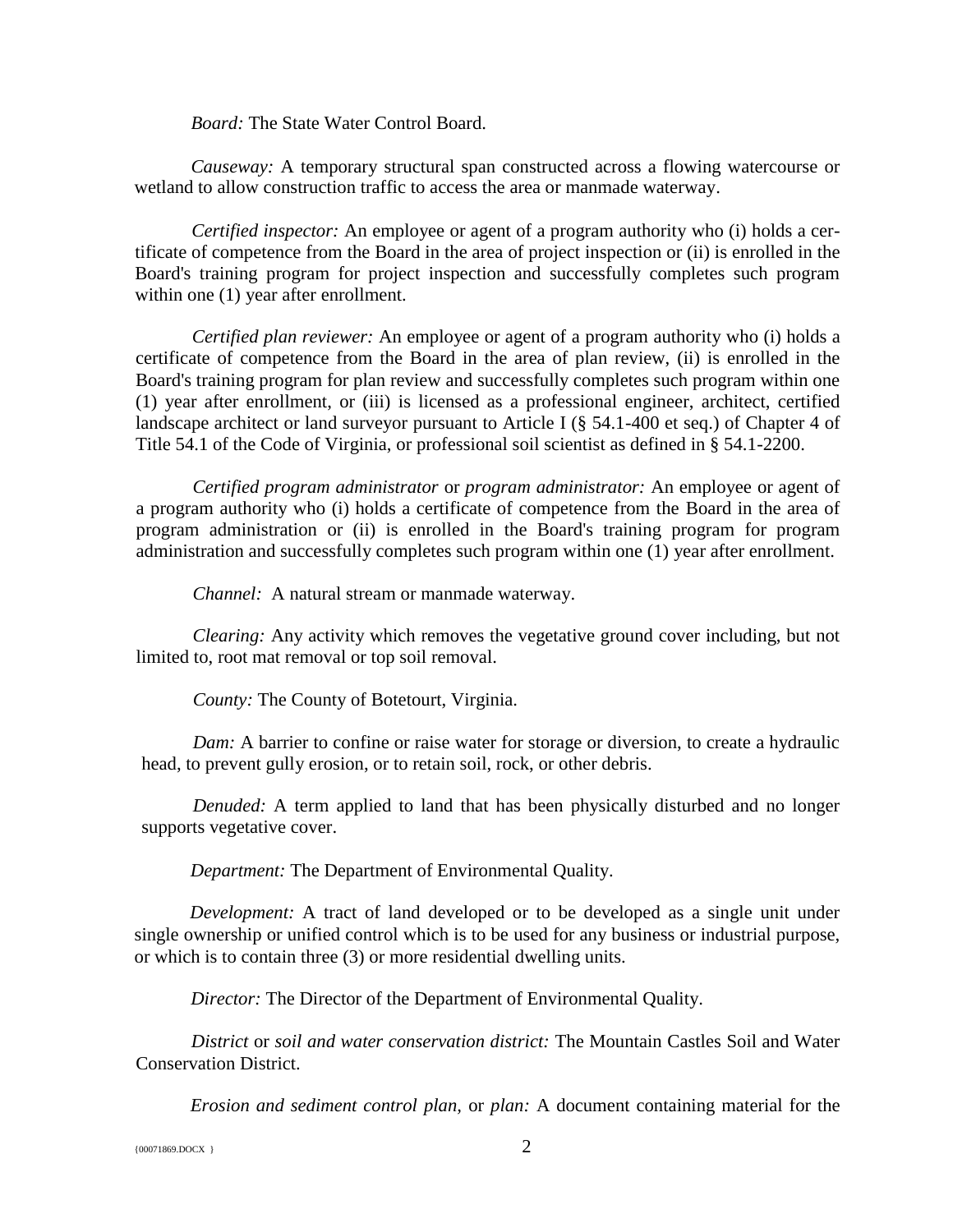*Board:* The State Water Control Board.

*Causeway:* A temporary structural span constructed across a flowing watercourse or wetland to allow construction traffic to access the area or manmade waterway.

*Certified inspector:* An employee or agent of a program authority who (i) holds a certificate of competence from the Board in the area of project inspection or (ii) is enrolled in the Board's training program for project inspection and successfully completes such program within one (1) year after enrollment.

*Certified plan reviewer:* An employee or agent of a program authority who (i) holds a certificate of competence from the Board in the area of plan review, (ii) is enrolled in the Board's training program for plan review and successfully completes such program within one (1) year after enrollment, or (iii) is licensed as a professional engineer, architect, certified landscape architect or land surveyor pursuant to Article I (§ 54.1-400 et seq.) of Chapter 4 of Title 54.1 of the Code of Virginia, or professional soil scientist as defined in § 54.1-2200.

*Certified program administrator* or *program administrator:* An employee or agent of a program authority who (i) holds a certificate of competence from the Board in the area of program administration or (ii) is enrolled in the Board's training program for program administration and successfully completes such program within one (1) year after enrollment.

*Channel:* A natural stream or manmade waterway.

*Clearing:* Any activity which removes the vegetative ground cover including, but not limited to, root mat removal or top soil removal.

*County:* The County of Botetourt, Virginia.

*Dam:* A barrier to confine or raise water for storage or diversion, to create a hydraulic head, to prevent gully erosion, or to retain soil, rock, or other debris.

*Denuded:* A term applied to land that has been physically disturbed and no longer supports vegetative cover.

*Department:* The Department of Environmental Quality.

*Development:* A tract of land developed or to be developed as a single unit under single ownership or unified control which is to be used for any business or industrial purpose, or which is to contain three (3) or more residential dwelling units.

*Director:* The Director of the Department of Environmental Quality.

*District* or *soil and water conservation district:* The Mountain Castles Soil and Water Conservation District.

*Erosion and sediment control plan,* or *plan:* A document containing material for the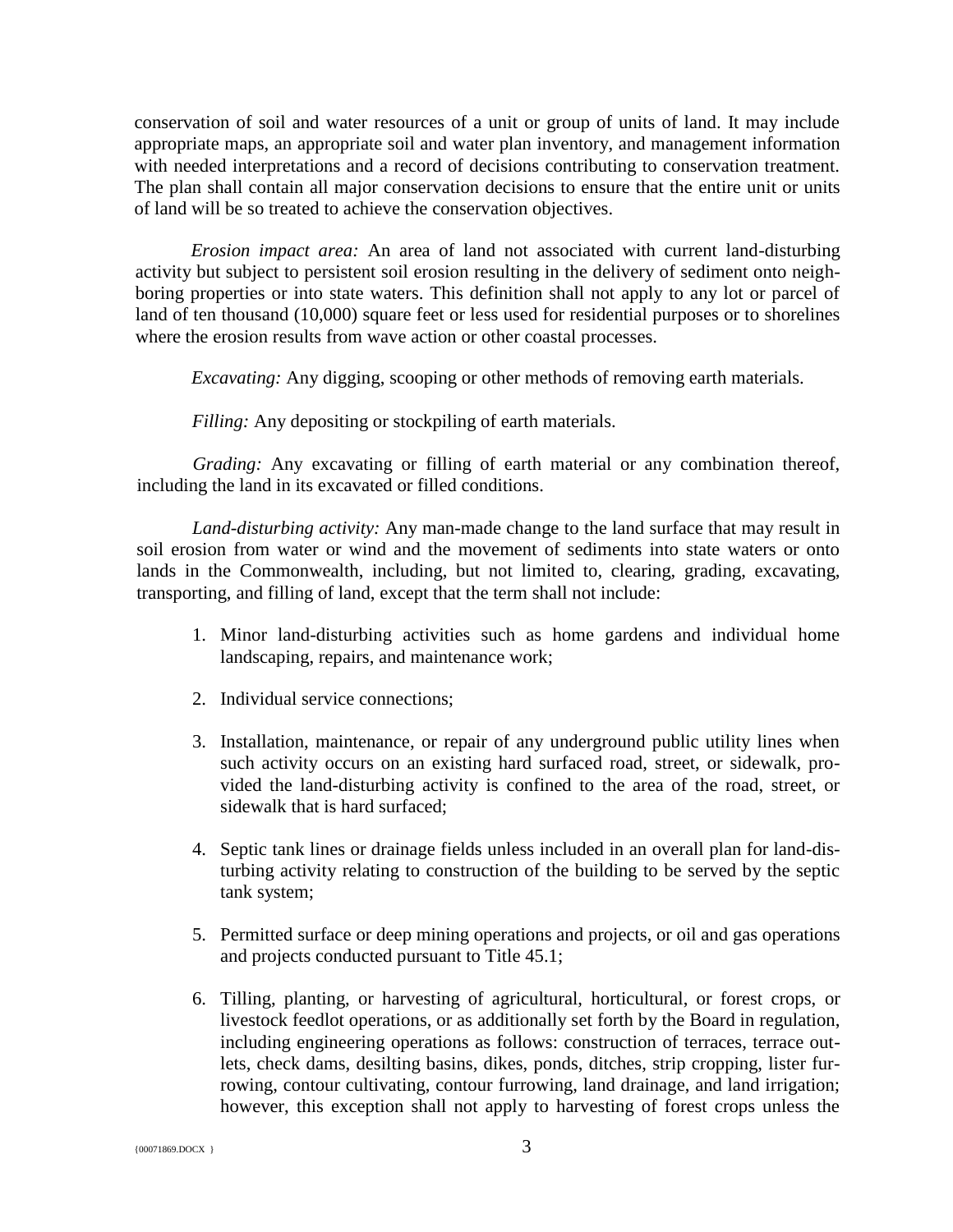conservation of soil and water resources of a unit or group of units of land. It may include appropriate maps, an appropriate soil and water plan inventory, and management information with needed interpretations and a record of decisions contributing to conservation treatment. The plan shall contain all major conservation decisions to ensure that the entire unit or units of land will be so treated to achieve the conservation objectives.

*Erosion impact area:* An area of land not associated with current land-disturbing activity but subject to persistent soil erosion resulting in the delivery of sediment onto neighboring properties or into state waters. This definition shall not apply to any lot or parcel of land of ten thousand (10,000) square feet or less used for residential purposes or to shorelines where the erosion results from wave action or other coastal processes.

*Excavating:* Any digging, scooping or other methods of removing earth materials.

*Filling:* Any depositing or stockpiling of earth materials.

*Grading:* Any excavating or filling of earth material or any combination thereof, including the land in its excavated or filled conditions.

*Land-disturbing activity:* Any man-made change to the land surface that may result in soil erosion from water or wind and the movement of sediments into state waters or onto lands in the Commonwealth, including, but not limited to, clearing, grading, excavating, transporting, and filling of land, except that the term shall not include:

1. Minor land-disturbing activities such as home gardens and individual home landscaping, repairs, and maintenance work;

2. Individual service connections;

3. Installation, maintenance, or repair of any underground public utility lines when such activity occurs on an existing hard surfaced road, street, or sidewalk, provided the land-disturbing activity is confined to the area of the road, street, or sidewalk that is hard surfaced;

4. Septic tank lines or drainage fields unless included in an overall plan for land-disturbing activity relating to construction of the building to be served by the septic tank system;

5. Permitted surface or deep mining operations and projects, or oil and gas operations and projects conducted pursuant to Title 45.1;

6. Tilling, planting, or harvesting of agricultural, horticultural, or forest crops, or livestock feedlot operations, or as additionally set forth by the Board in regulation, including engineering operations as follows: construction of terraces, terrace outlets, check dams, desilting basins, dikes, ponds, ditches, strip cropping, lister furrowing, contour cultivating, contour furrowing, land drainage, and land irrigation; however, this exception shall not apply to harvesting of forest crops unless the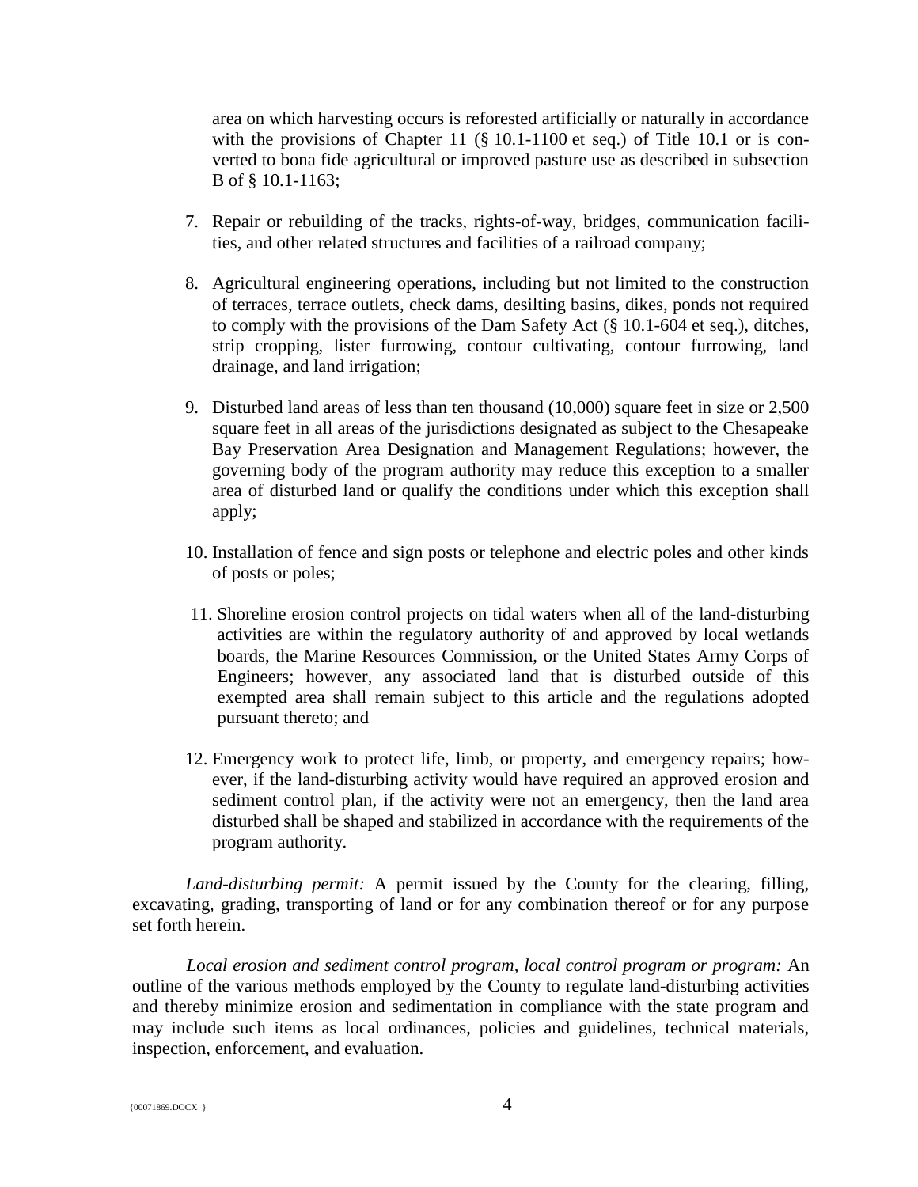area on which harvesting occurs is reforested artificially or naturally in accordance with the provisions of Chapter 11 (§ 10.1-1100 et seq.) of Title 10.1 or is converted to bona fide agricultural or improved pasture use as described in subsection B of § 10.1-1163;

7. Repair or rebuilding of the tracks, rights-of-way, bridges, communication facilities, and other related structures and facilities of a railroad company;

8. Agricultural engineering operations, including but not limited to the construction of terraces, terrace outlets, check dams, desilting basins, dikes, ponds not required to comply with the provisions of the Dam Safety Act (§ 10.1-604 et seq.), ditches, strip cropping, lister furrowing, contour cultivating, contour furrowing, land drainage, and land irrigation;

9. Disturbed land areas of less than ten thousand (10,000) square feet in size or 2,500 square feet in all areas of the jurisdictions designated as subject to the Chesapeake Bay Preservation Area Designation and Management Regulations; however, the governing body of the program authority may reduce this exception to a smaller area of disturbed land or qualify the conditions under which this exception shall apply;

10. Installation of fence and sign posts or telephone and electric poles and other kinds of posts or poles;

11. Shoreline erosion control projects on tidal waters when all of the land-disturbing activities are within the regulatory authority of and approved by local wetlands boards, the Marine Resources Commission, or the United States Army Corps of Engineers; however, any associated land that is disturbed outside of this exempted area shall remain subject to this article and the regulations adopted pursuant thereto; and

12. Emergency work to protect life, limb, or property, and emergency repairs; however, if the land-disturbing activity would have required an approved erosion and sediment control plan, if the activity were not an emergency, then the land area disturbed shall be shaped and stabilized in accordance with the requirements of the program authority.

*Land-disturbing permit:* A permit issued by the County for the clearing, filling, excavating, grading, transporting of land or for any combination thereof or for any purpose set forth herein.

*Local erosion and sediment control program, local control program or program:* An outline of the various methods employed by the County to regulate land-disturbing activities and thereby minimize erosion and sedimentation in compliance with the state program and may include such items as local ordinances, policies and guidelines, technical materials, inspection, enforcement, and evaluation.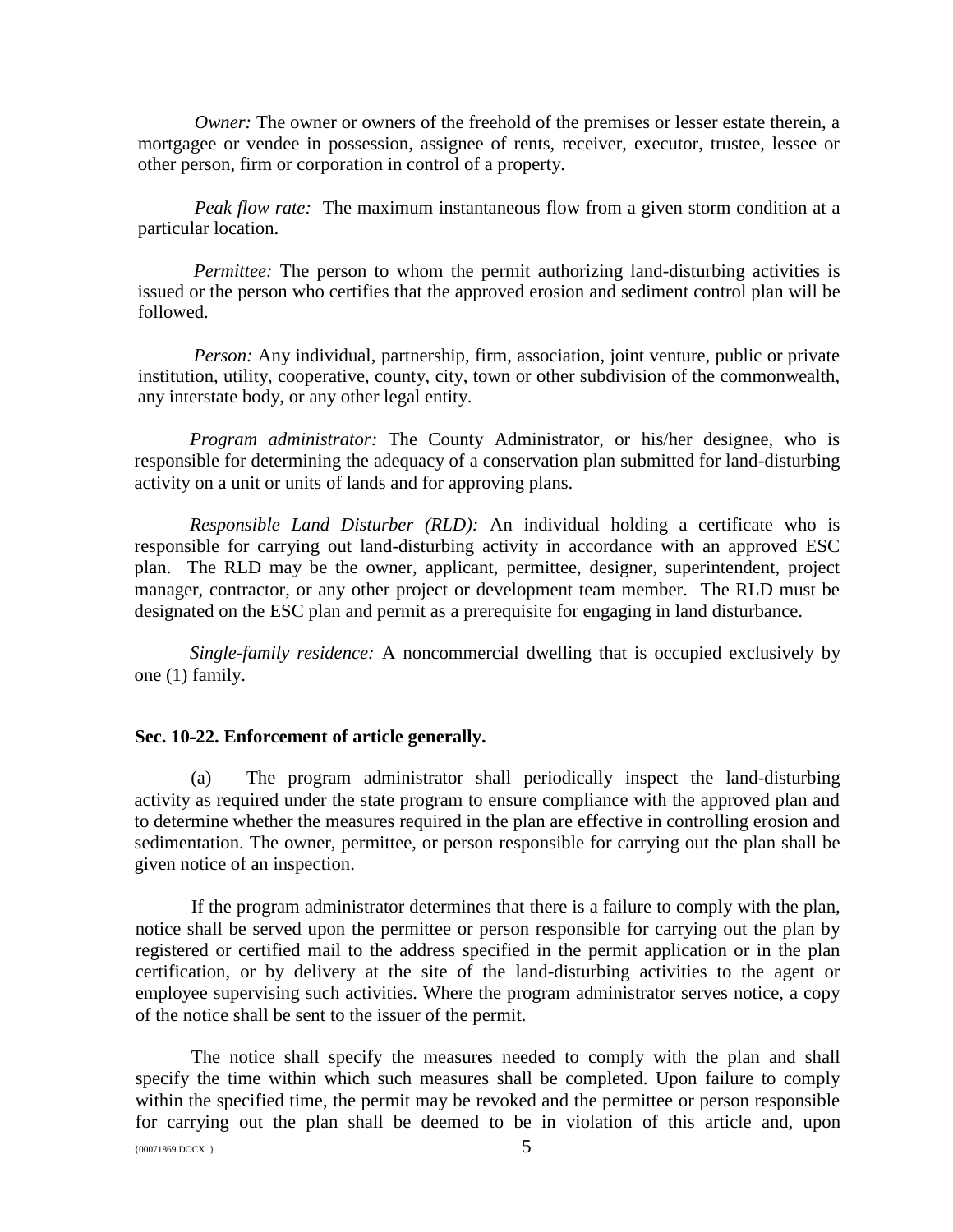*Owner:* The owner or owners of the freehold of the premises or lesser estate therein, a mortgagee or vendee in possession, assignee of rents, receiver, executor, trustee, lessee or other person, firm or corporation in control of a property.

*Peak flow rate:* The maximum instantaneous flow from a given storm condition at a particular location.

*Permittee:* The person to whom the permit authorizing land-disturbing activities is issued or the person who certifies that the approved erosion and sediment control plan will be followed.

*Person:* Any individual, partnership, firm, association, joint venture, public or private institution, utility, cooperative, county, city, town or other subdivision of the commonwealth, any interstate body, or any other legal entity.

*Program administrator:* The County Administrator, or his/her designee, who is responsible for determining the adequacy of a conservation plan submitted for land-disturbing activity on a unit or units of lands and for approving plans.

*Responsible Land Disturber (RLD):* An individual holding a certificate who is responsible for carrying out land-disturbing activity in accordance with an approved ESC plan. The RLD may be the owner, applicant, permittee, designer, superintendent, project manager, contractor, or any other project or development team member. The RLD must be designated on the ESC plan and permit as a prerequisite for engaging in land disturbance.

*Single-family residence:* A noncommercial dwelling that is occupied exclusively by one (1) family.

**Sec. 10-22. Enforcement of article generally.**

(a) The program administrator shall periodically inspect the land-disturbing activity as required under the state program to ensure compliance with the approved plan and to determine whether the measures required in the plan are effective in controlling erosion and sedimentation. The owner, permittee, or person responsible for carrying out the plan shall be given notice of an inspection.

If the program administrator determines that there is a failure to comply with the plan, notice shall be served upon the permittee or person responsible for carrying out the plan by registered or certified mail to the address specified in the permit application or in the plan certification, or by delivery at the site of the land-disturbing activities to the agent or employee supervising such activities. Where the program administrator serves notice, a copy of the notice shall be sent to the issuer of the permit.

The notice shall specify the measures needed to comply with the plan and shall specify the time within which such measures shall be completed. Upon failure to comply within the specified time, the permit may be revoked and the permittee or person responsible for carrying out the plan shall be deemed to be in violation of this article and, upon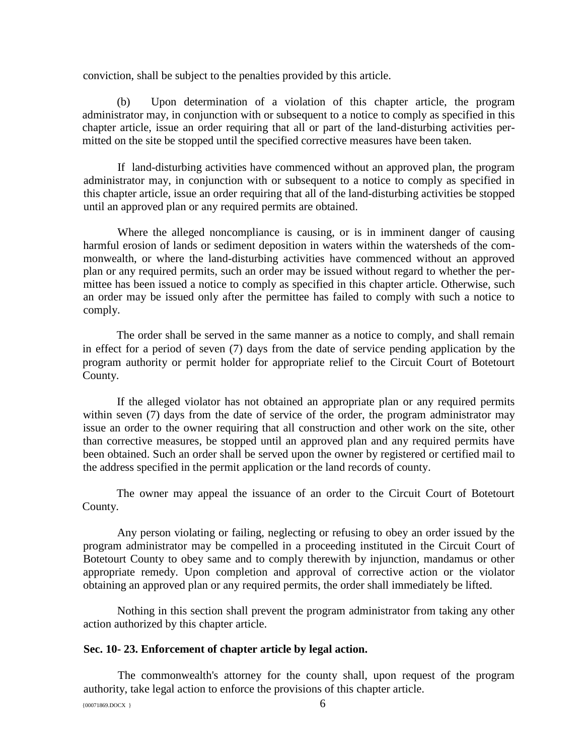conviction, shall be subject to the penalties provided by this article.

(b) Upon determination of a violation of this chapter article, the program administrator may, in conjunction with or subsequent to a notice to comply as specified in this chapter article, issue an order requiring that all or part of the land-disturbing activities permitted on the site be stopped until the specified corrective measures have been taken.

If land-disturbing activities have commenced without an approved plan, the program administrator may, in conjunction with or subsequent to a notice to comply as specified in this chapter article, issue an order requiring that all of the land-disturbing activities be stopped until an approved plan or any required permits are obtained.

Where the alleged noncompliance is causing, or is in imminent danger of causing harmful erosion of lands or sediment deposition in waters within the watersheds of the commonwealth, or where the land-disturbing activities have commenced without an approved plan or any required permits, such an order may be issued without regard to whether the permittee has been issued a notice to comply as specified in this chapter article. Otherwise, such an order may be issued only after the permittee has failed to comply with such a notice to comply.

The order shall be served in the same manner as a notice to comply, and shall remain in effect for a period of seven (7) days from the date of service pending application by the program authority or permit holder for appropriate relief to the Circuit Court of Botetourt County.

If the alleged violator has not obtained an appropriate plan or any required permits within seven (7) days from the date of service of the order, the program administrator may issue an order to the owner requiring that all construction and other work on the site, other than corrective measures, be stopped until an approved plan and any required permits have been obtained. Such an order shall be served upon the owner by registered or certified mail to the address specified in the permit application or the land records of county.

The owner may appeal the issuance of an order to the Circuit Court of Botetourt County.

Any person violating or failing, neglecting or refusing to obey an order issued by the program administrator may be compelled in a proceeding instituted in the Circuit Court of Botetourt County to obey same and to comply therewith by injunction, mandamus or other appropriate remedy. Upon completion and approval of corrective action or the violator obtaining an approved plan or any required permits, the order shall immediately be lifted.

Nothing in this section shall prevent the program administrator from taking any other action authorized by this chapter article.

**Sec. 10- 23. Enforcement of chapter article by legal action.**

The commonwealth's attorney for the county shall, upon request of the program authority, take legal action to enforce the provisions of this chapter article.

{00071869.DOCX }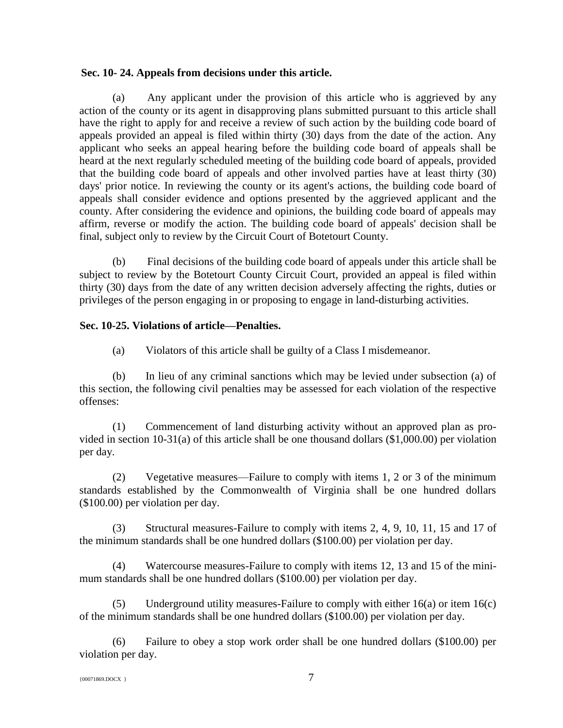**Sec. 10- 24. Appeals from decisions under this article.**

(a) Any applicant under the provision of this article who is aggrieved by any action of the county or its agent in disapproving plans submitted pursuant to this article shall have the right to apply for and receive a review of such action by the building code board of appeals provided an appeal is filed within thirty (30) days from the date of the action. Any applicant who seeks an appeal hearing before the building code board of appeals shall be heard at the next regularly scheduled meeting of the building code board of appeals, provided that the building code board of appeals and other involved parties have at least thirty (30) days' prior notice. In reviewing the county or its agent's actions, the building code board of appeals shall consider evidence and options presented by the aggrieved applicant and the county. After considering the evidence and opinions, the building code board of appeals may affirm, reverse or modify the action. The building code board of appeals' decision shall be final, subject only to review by the Circuit Court of Botetourt County.

(b) Final decisions of the building code board of appeals under this article shall be subject to review by the Botetourt County Circuit Court, provided an appeal is filed within thirty (30) days from the date of any written decision adversely affecting the rights, duties or privileges of the person engaging in or proposing to engage in land-disturbing activities.

**Sec. 10-25. Violations of article—Penalties.**

(a) Violators of this article shall be guilty of a Class I misdemeanor.

(b) In lieu of any criminal sanctions which may be levied under subsection (a) of this section, the following civil penalties may be assessed for each violation of the respective offenses:

(1) Commencement of land disturbing activity without an approved plan as provided in section 10-31(a) of this article shall be one thousand dollars ($1,000.00) per violation per day.

(2) Vegetative measures—Failure to comply with items 1, 2 or 3 of the minimum standards established by the Commonwealth of Virginia shall be one hundred dollars ($100.00) per violation per day.

(3) Structural measures-Failure to comply with items 2, 4, 9, 10, 11, 15 and 17 of the minimum standards shall be one hundred dollars ($100.00) per violation per day.

(4) Watercourse measures-Failure to comply with items 12, 13 and 15 of the minimum standards shall be one hundred dollars ($100.00) per violation per day.

(5) Underground utility measures-Failure to comply with either 16(a) or item 16(c) of the minimum standards shall be one hundred dollars ($100.00) per violation per day.

(6) Failure to obey a stop work order shall be one hundred dollars ($100.00) per violation per day.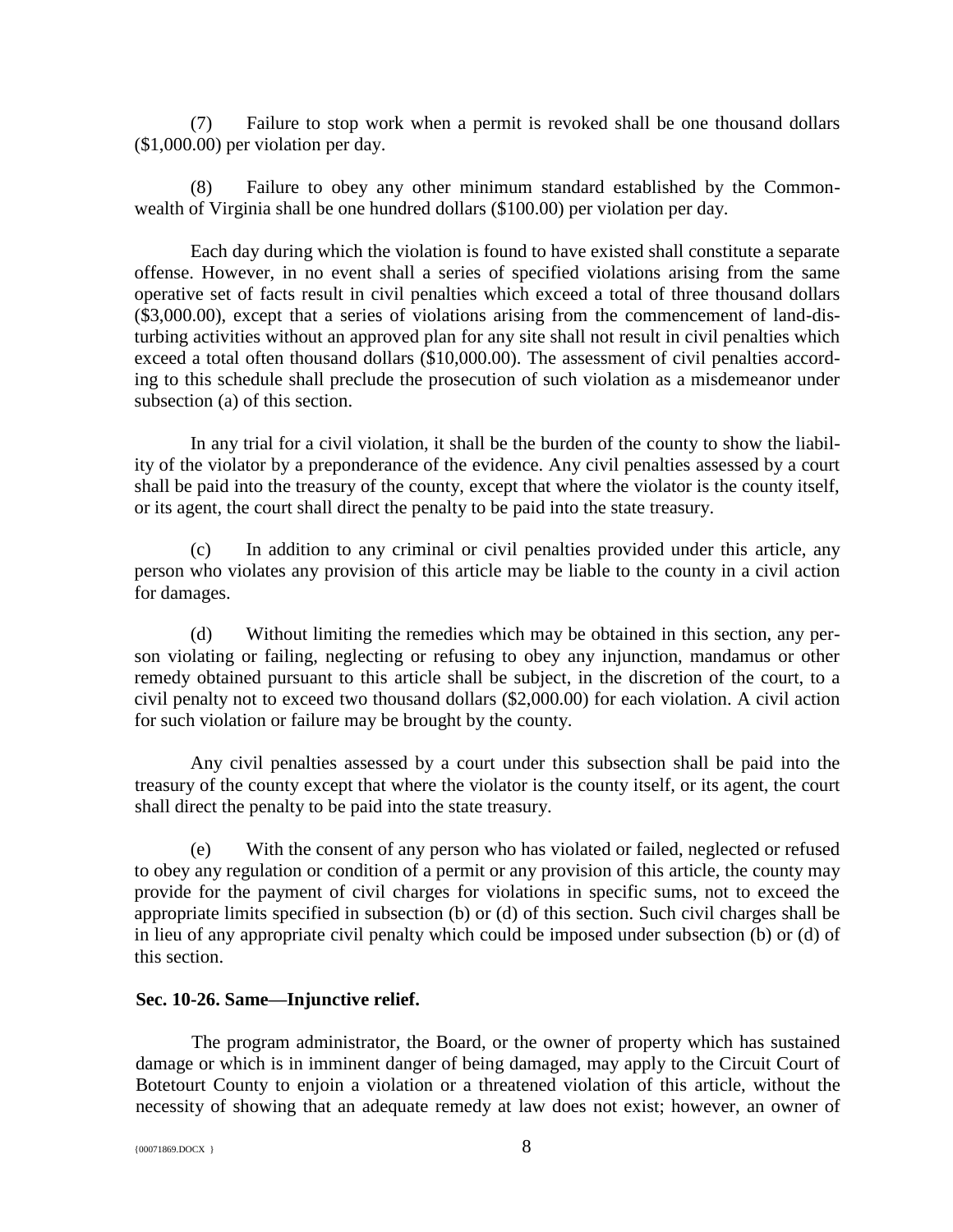(7) Failure to stop work when a permit is revoked shall be one thousand dollars ($1,000.00) per violation per day.

(8) Failure to obey any other minimum standard established by the Commonwealth of Virginia shall be one hundred dollars ($100.00) per violation per day.

Each day during which the violation is found to have existed shall constitute a separate offense. However, in no event shall a series of specified violations arising from the same operative set of facts result in civil penalties which exceed a total of three thousand dollars ($3,000.00), except that a series of violations arising from the commencement of land-disturbing activities without an approved plan for any site shall not result in civil penalties which exceed a total often thousand dollars ($10,000.00). The assessment of civil penalties according to this schedule shall preclude the prosecution of such violation as a misdemeanor under subsection (a) of this section.

In any trial for a civil violation, it shall be the burden of the county to show the liability of the violator by a preponderance of the evidence. Any civil penalties assessed by a court shall be paid into the treasury of the county, except that where the violator is the county itself, or its agent, the court shall direct the penalty to be paid into the state treasury.

(c) In addition to any criminal or civil penalties provided under this article, any person who violates any provision of this article may be liable to the county in a civil action for damages.

(d) Without limiting the remedies which may be obtained in this section, any person violating or failing, neglecting or refusing to obey any injunction, mandamus or other remedy obtained pursuant to this article shall be subject, in the discretion of the court, to a civil penalty not to exceed two thousand dollars ($2,000.00) for each violation. A civil action for such violation or failure may be brought by the county.

Any civil penalties assessed by a court under this subsection shall be paid into the treasury of the county except that where the violator is the county itself, or its agent, the court shall direct the penalty to be paid into the state treasury.

(e) With the consent of any person who has violated or failed, neglected or refused to obey any regulation or condition of a permit or any provision of this article, the county may provide for the payment of civil charges for violations in specific sums, not to exceed the appropriate limits specified in subsection (b) or (d) of this section. Such civil charges shall be in lieu of any appropriate civil penalty which could be imposed under subsection (b) or (d) of this section.

**Sec. 10-26. Same—Injunctive relief.**

The program administrator, the Board, or the owner of property which has sustained damage or which is in imminent danger of being damaged, may apply to the Circuit Court of Botetourt County to enjoin a violation or a threatened violation of this article, without the necessity of showing that an adequate remedy at law does not exist; however, an owner of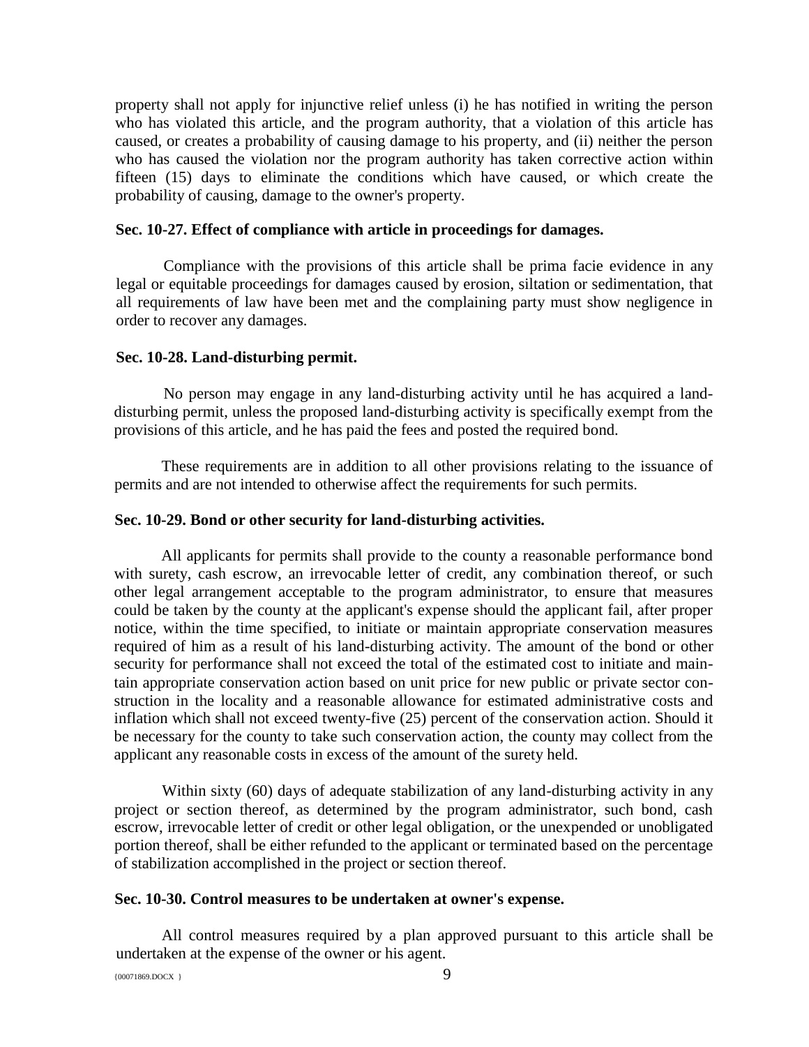property shall not apply for injunctive relief unless (i) he has notified in writing the person who has violated this article, and the program authority, that a violation of this article has caused, or creates a probability of causing damage to his property, and (ii) neither the person who has caused the violation nor the program authority has taken corrective action within fifteen (15) days to eliminate the conditions which have caused, or which create the probability of causing, damage to the owner's property.

**Sec. 10-27. Effect of compliance with article in proceedings for damages.**

Compliance with the provisions of this article shall be prima facie evidence in any legal or equitable proceedings for damages caused by erosion, siltation or sedimentation, that all requirements of law have been met and the complaining party must show negligence in order to recover any damages.

**Sec. 10-28. Land-disturbing permit.**

No person may engage in any land-disturbing activity until he has acquired a land-disturbing permit, unless the proposed land-disturbing activity is specifically exempt from the provisions of this article, and he has paid the fees and posted the required bond.

These requirements are in addition to all other provisions relating to the issuance of permits and are not intended to otherwise affect the requirements for such permits.

**Sec. 10-29. Bond or other security for land-disturbing activities.**

All applicants for permits shall provide to the county a reasonable performance bond with surety, cash escrow, an irrevocable letter of credit, any combination thereof, or such other legal arrangement acceptable to the program administrator, to ensure that measures could be taken by the county at the applicant's expense should the applicant fail, after proper notice, within the time specified, to initiate or maintain appropriate conservation measures required of him as a result of his land-disturbing activity. The amount of the bond or other security for performance shall not exceed the total of the estimated cost to initiate and maintain appropriate conservation action based on unit price for new public or private sector construction in the locality and a reasonable allowance for estimated administrative costs and inflation which shall not exceed twenty-five (25) percent of the conservation action. Should it be necessary for the county to take such conservation action, the county may collect from the applicant any reasonable costs in excess of the amount of the surety held.

Within sixty (60) days of adequate stabilization of any land-disturbing activity in any project or section thereof, as determined by the program administrator, such bond, cash escrow, irrevocable letter of credit or other legal obligation, or the unexpended or unobligated portion thereof, shall be either refunded to the applicant or terminated based on the percentage of stabilization accomplished in the project or section thereof.

**Sec. 10-30. Control measures to be undertaken at owner's expense.**

All control measures required by a plan approved pursuant to this article shall be undertaken at the expense of the owner or his agent.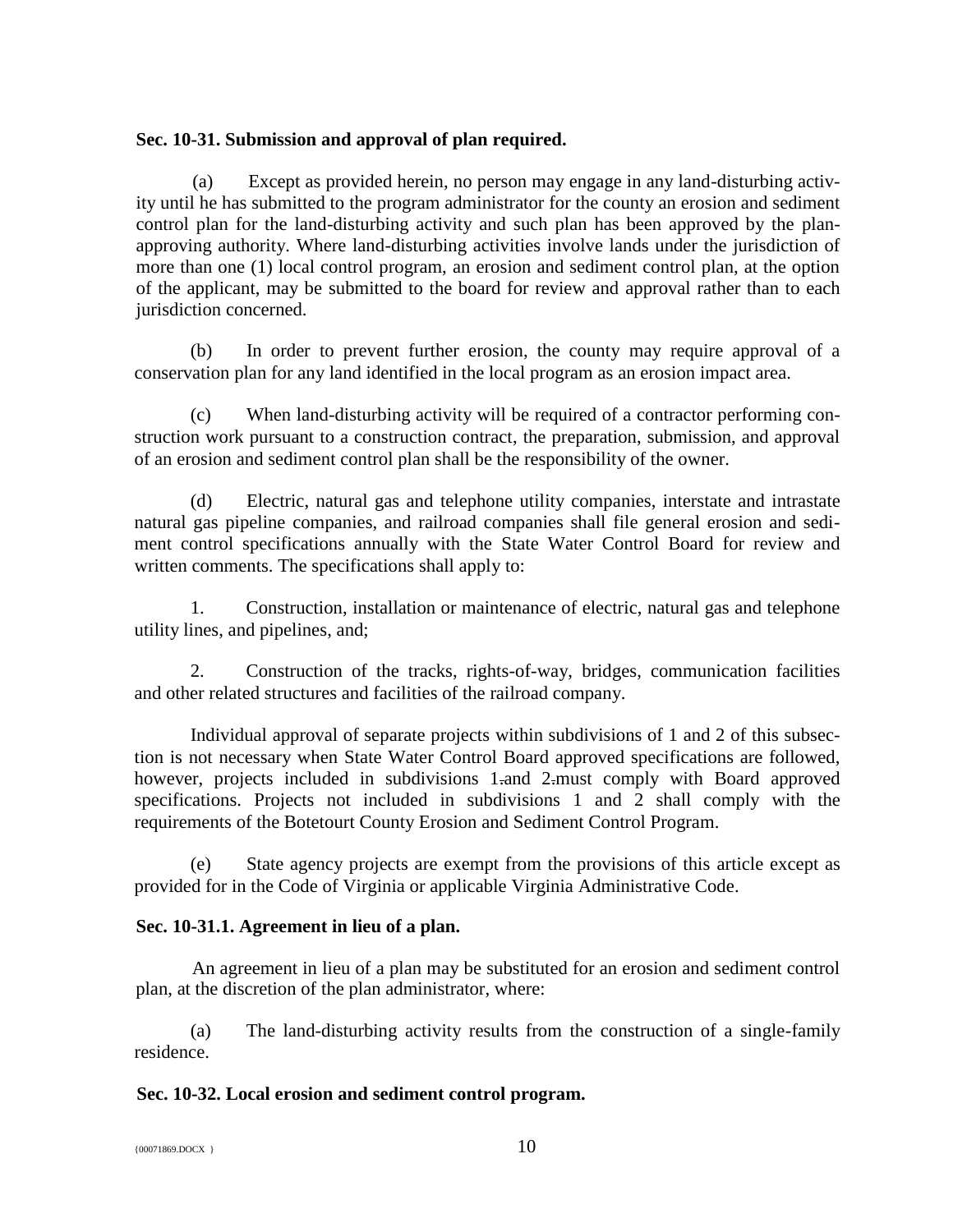**Sec. 10-31. Submission and approval of plan required.**

(a) Except as provided herein, no person may engage in any land-disturbing activity until he has submitted to the program administrator for the county an erosion and sediment control plan for the land-disturbing activity and such plan has been approved by the plan-approving authority. Where land-disturbing activities involve lands under the jurisdiction of more than one (1) local control program, an erosion and sediment control plan, at the option of the applicant, may be submitted to the board for review and approval rather than to each jurisdiction concerned.

(b) In order to prevent further erosion, the county may require approval of a conservation plan for any land identified in the local program as an erosion impact area.

(c) When land-disturbing activity will be required of a contractor performing construction work pursuant to a construction contract, the preparation, submission, and approval of an erosion and sediment control plan shall be the responsibility of the owner.

(d) Electric, natural gas and telephone utility companies, interstate and intrastate natural gas pipeline companies, and railroad companies shall file general erosion and sediment control specifications annually with the State Water Control Board for review and written comments. The specifications shall apply to:

1. Construction, installation or maintenance of electric, natural gas and telephone utility lines, and pipelines, and;

2. Construction of the tracks, rights-of-way, bridges, communication facilities and other related structures and facilities of the railroad company.

Individual approval of separate projects within subdivisions of 1 and 2 of this subsection is not necessary when State Water Control Board approved specifications are followed, however, projects included in subdivisions 1. and 2. must comply with Board approved specifications. Projects not included in subdivisions 1 and 2 shall comply with the requirements of the Botetourt County Erosion and Sediment Control Program.

(e) State agency projects are exempt from the provisions of this article except as provided for in the Code of Virginia or applicable Virginia Administrative Code.

**Sec. 10-31.1. Agreement in lieu of a plan.**

An agreement in lieu of a plan may be substituted for an erosion and sediment control plan, at the discretion of the plan administrator, where:

(a) The land-disturbing activity results from the construction of a single-family residence.

**Sec. 10-32. Local erosion and sediment control program.**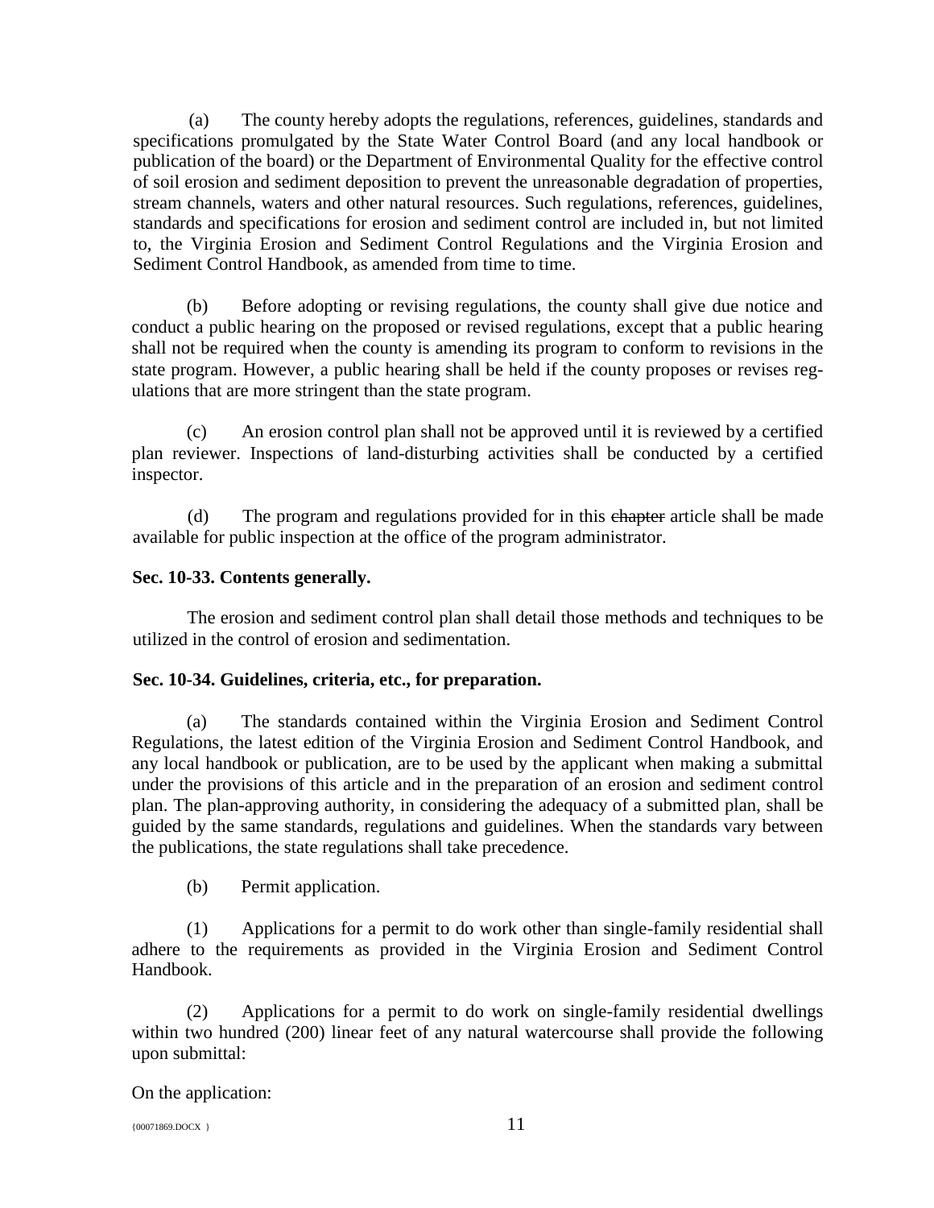(a) The county hereby adopts the regulations, references, guidelines, standards and specifications promulgated by the State Water Control Board (and any local handbook or publication of the board) or the Department of Environmental Quality for the effective control of soil erosion and sediment deposition to prevent the unreasonable degradation of properties, stream channels, waters and other natural resources. Such regulations, references, guidelines, standards and specifications for erosion and sediment control are included in, but not limited to, the Virginia Erosion and Sediment Control Regulations and the Virginia Erosion and Sediment Control Handbook, as amended from time to time.

(b) Before adopting or revising regulations, the county shall give due notice and conduct a public hearing on the proposed or revised regulations, except that a public hearing shall not be required when the county is amending its program to conform to revisions in the state program. However, a public hearing shall be held if the county proposes or revises regulations that are more stringent than the state program.

(c) An erosion control plan shall not be approved until it is reviewed by a certified plan reviewer. Inspections of land-disturbing activities shall be conducted by a certified inspector.

(d) The program and regulations provided for in this ~~chapter~~ article shall be made available for public inspection at the office of the program administrator.

**Sec. 10-33. Contents generally.**

The erosion and sediment control plan shall detail those methods and techniques to be utilized in the control of erosion and sedimentation.

**Sec. 10-34. Guidelines, criteria, etc., for preparation.**

(a) The standards contained within the Virginia Erosion and Sediment Control Regulations, the latest edition of the Virginia Erosion and Sediment Control Handbook, and any local handbook or publication, are to be used by the applicant when making a submittal under the provisions of this article and in the preparation of an erosion and sediment control plan. The plan-approving authority, in considering the adequacy of a submitted plan, shall be guided by the same standards, regulations and guidelines. When the standards vary between the publications, the state regulations shall take precedence.

(b) Permit application.

(1) Applications for a permit to do work other than single-family residential shall adhere to the requirements as provided in the Virginia Erosion and Sediment Control Handbook.

(2) Applications for a permit to do work on single-family residential dwellings within two hundred (200) linear feet of any natural watercourse shall provide the following upon submittal:

On the application: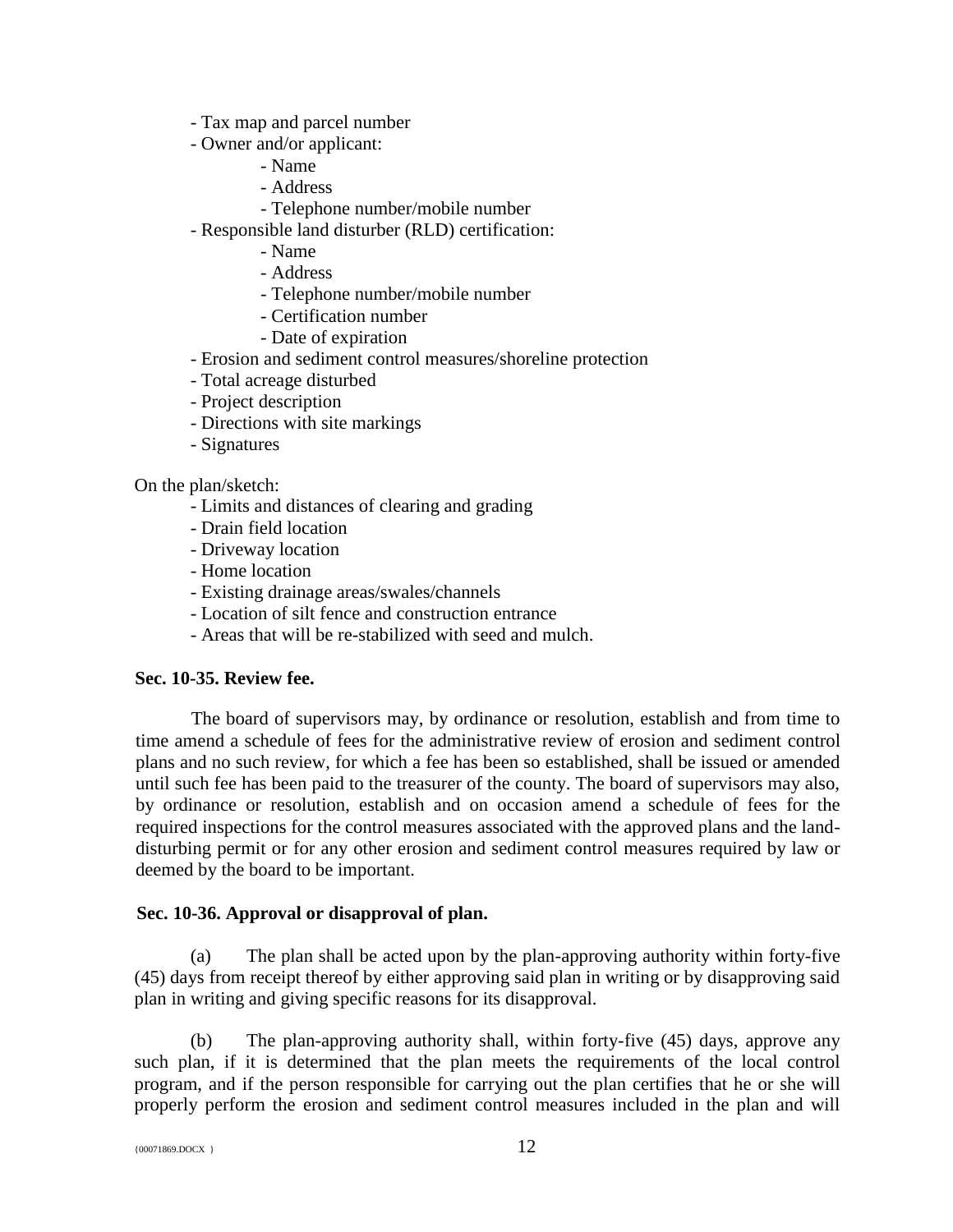- Tax map and parcel number
- Owner and/or applicant:
    - Name
    - Address
    - Telephone number/mobile number
- Responsible land disturber (RLD) certification:
    - Name
    - Address
    - Telephone number/mobile number
    - Certification number
    - Date of expiration
- Erosion and sediment control measures/shoreline protection
- Total acreage disturbed
- Project description
- Directions with site markings
- Signatures

On the plan/sketch:

- Limits and distances of clearing and grading
- Drain field location
- Driveway location
- Home location
- Existing drainage areas/swales/channels
- Location of silt fence and construction entrance
- Areas that will be re-stabilized with seed and mulch.

**Sec. 10-35. Review fee.**

The board of supervisors may, by ordinance or resolution, establish and from time to time amend a schedule of fees for the administrative review of erosion and sediment control plans and no such review, for which a fee has been so established, shall be issued or amended until such fee has been paid to the treasurer of the county. The board of supervisors may also, by ordinance or resolution, establish and on occasion amend a schedule of fees for the required inspections for the control measures associated with the approved plans and the land-disturbing permit or for any other erosion and sediment control measures required by law or deemed by the board to be important.

**Sec. 10-36. Approval or disapproval of plan.**

(a) The plan shall be acted upon by the plan-approving authority within forty-five (45) days from receipt thereof by either approving said plan in writing or by disapproving said plan in writing and giving specific reasons for its disapproval.

(b) The plan-approving authority shall, within forty-five (45) days, approve any such plan, if it is determined that the plan meets the requirements of the local control program, and if the person responsible for carrying out the plan certifies that he or she will properly perform the erosion and sediment control measures included in the plan and will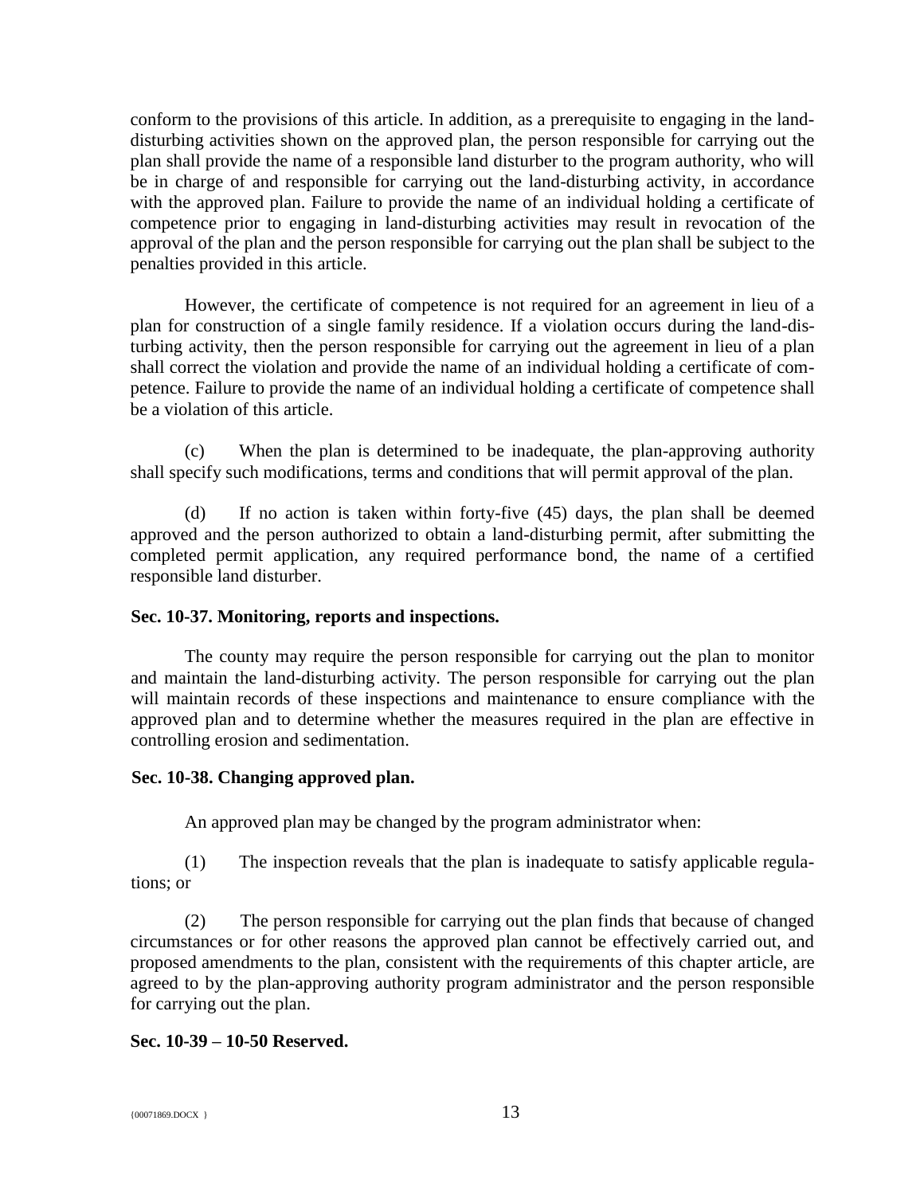conform to the provisions of this article. In addition, as a prerequisite to engaging in the land-disturbing activities shown on the approved plan, the person responsible for carrying out the plan shall provide the name of a responsible land disturber to the program authority, who will be in charge of and responsible for carrying out the land-disturbing activity, in accordance with the approved plan. Failure to provide the name of an individual holding a certificate of competence prior to engaging in land-disturbing activities may result in revocation of the approval of the plan and the person responsible for carrying out the plan shall be subject to the penalties provided in this article.

However, the certificate of competence is not required for an agreement in lieu of a plan for construction of a single family residence. If a violation occurs during the land-disturbing activity, then the person responsible for carrying out the agreement in lieu of a plan shall correct the violation and provide the name of an individual holding a certificate of competence. Failure to provide the name of an individual holding a certificate of competence shall be a violation of this article.

(c) When the plan is determined to be inadequate, the plan-approving authority shall specify such modifications, terms and conditions that will permit approval of the plan.

(d) If no action is taken within forty-five (45) days, the plan shall be deemed approved and the person authorized to obtain a land-disturbing permit, after submitting the completed permit application, any required performance bond, the name of a certified responsible land disturber.

**Sec. 10-37. Monitoring, reports and inspections.**

The county may require the person responsible for carrying out the plan to monitor and maintain the land-disturbing activity. The person responsible for carrying out the plan will maintain records of these inspections and maintenance to ensure compliance with the approved plan and to determine whether the measures required in the plan are effective in controlling erosion and sedimentation.

**Sec. 10-38. Changing approved plan.**

An approved plan may be changed by the program administrator when:

(1) The inspection reveals that the plan is inadequate to satisfy applicable regulations; or

(2) The person responsible for carrying out the plan finds that because of changed circumstances or for other reasons the approved plan cannot be effectively carried out, and proposed amendments to the plan, consistent with the requirements of this chapter article, are agreed to by the plan-approving authority program administrator and the person responsible for carrying out the plan.

**Sec. 10-39 – 10-50 Reserved.**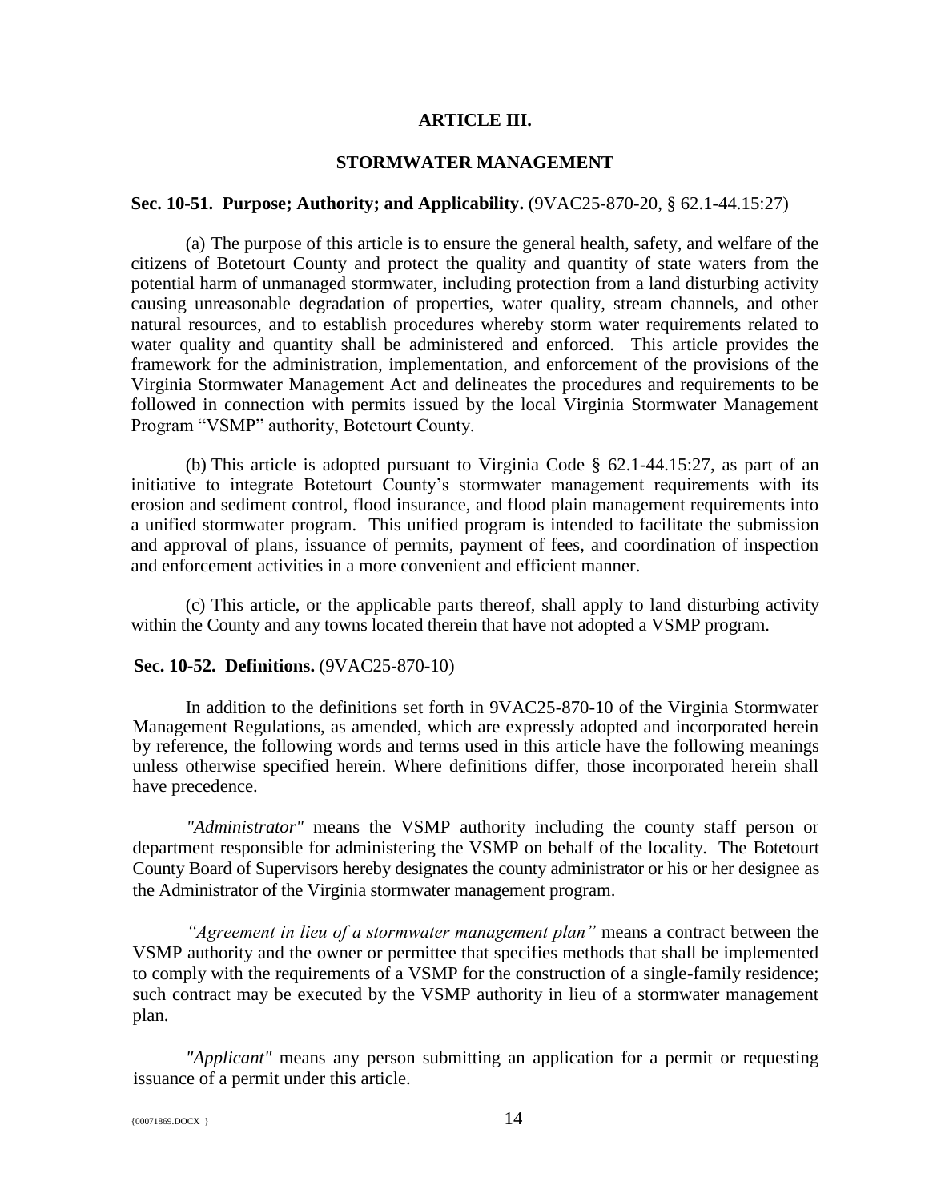# ARTICLE III.

## STORMWATER MANAGEMENT

**Sec. 10-51. Purpose; Authority; and Applicability.** (9VAC25-870-20, § 62.1-44.15:27)

(a) The purpose of this article is to ensure the general health, safety, and welfare of the citizens of Botetourt County and protect the quality and quantity of state waters from the potential harm of unmanaged stormwater, including protection from a land disturbing activity causing unreasonable degradation of properties, water quality, stream channels, and other natural resources, and to establish procedures whereby storm water requirements related to water quality and quantity shall be administered and enforced. This article provides the framework for the administration, implementation, and enforcement of the provisions of the Virginia Stormwater Management Act and delineates the procedures and requirements to be followed in connection with permits issued by the local Virginia Stormwater Management Program "VSMP" authority, Botetourt County.

(b) This article is adopted pursuant to Virginia Code § 62.1-44.15:27, as part of an initiative to integrate Botetourt County's stormwater management requirements with its erosion and sediment control, flood insurance, and flood plain management requirements into a unified stormwater program. This unified program is intended to facilitate the submission and approval of plans, issuance of permits, payment of fees, and coordination of inspection and enforcement activities in a more convenient and efficient manner.

(c) This article, or the applicable parts thereof, shall apply to land disturbing activity within the County and any towns located therein that have not adopted a VSMP program.

**Sec. 10-52. Definitions.** (9VAC25-870-10)

In addition to the definitions set forth in 9VAC25-870-10 of the Virginia Stormwater Management Regulations, as amended, which are expressly adopted and incorporated herein by reference, the following words and terms used in this article have the following meanings unless otherwise specified herein. Where definitions differ, those incorporated herein shall have precedence.

*"Administrator"* means the VSMP authority including the county staff person or department responsible for administering the VSMP on behalf of the locality. The Botetourt County Board of Supervisors hereby designates the county administrator or his or her designee as the Administrator of the Virginia stormwater management program.

*"Agreement in lieu of a stormwater management plan"* means a contract between the VSMP authority and the owner or permittee that specifies methods that shall be implemented to comply with the requirements of a VSMP for the construction of a single-family residence; such contract may be executed by the VSMP authority in lieu of a stormwater management plan.

*"Applicant"* means any person submitting an application for a permit or requesting issuance of a permit under this article.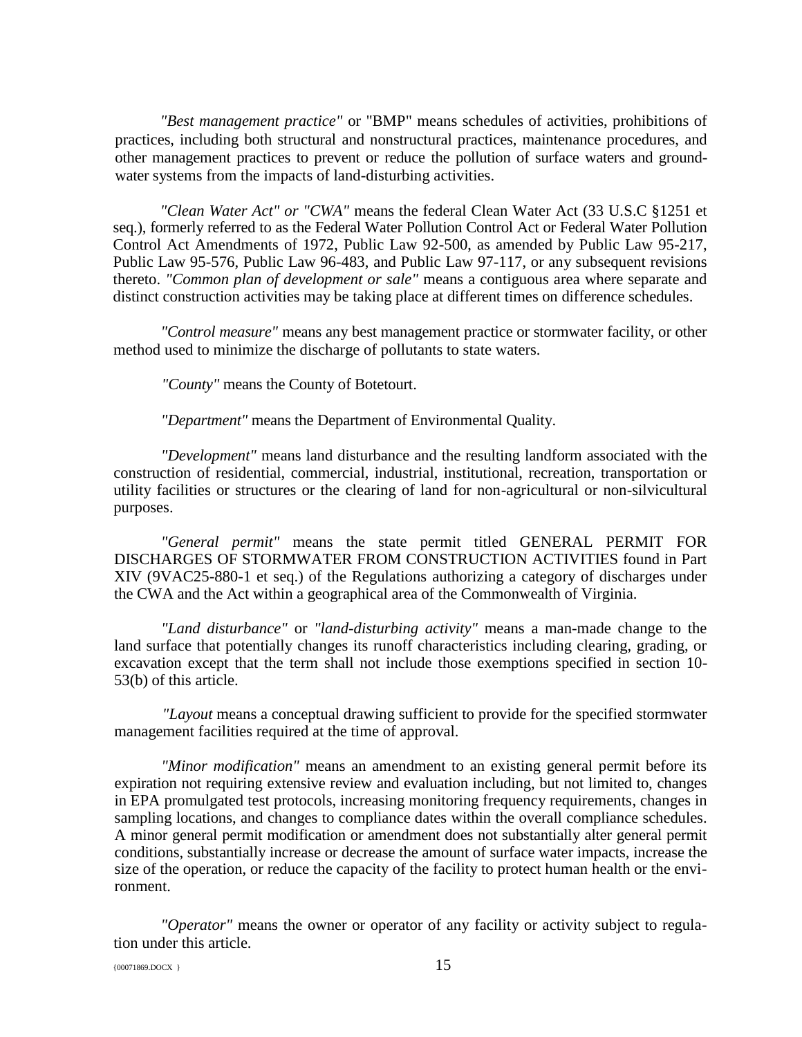*"Best management practice"* or "BMP" means schedules of activities, prohibitions of practices, including both structural and nonstructural practices, maintenance procedures, and other management practices to prevent or reduce the pollution of surface waters and groundwater systems from the impacts of land-disturbing activities.

*"Clean Water Act" or "CWA"* means the federal Clean Water Act (33 U.S.C §1251 et seq.), formerly referred to as the Federal Water Pollution Control Act or Federal Water Pollution Control Act Amendments of 1972, Public Law 92-500, as amended by Public Law 95-217, Public Law 95-576, Public Law 96-483, and Public Law 97-117, or any subsequent revisions thereto. *"Common plan of development or sale"* means a contiguous area where separate and distinct construction activities may be taking place at different times on difference schedules.

*"Control measure"* means any best management practice or stormwater facility, or other method used to minimize the discharge of pollutants to state waters.

*"County"* means the County of Botetourt.

*"Department"* means the Department of Environmental Quality.

*"Development"* means land disturbance and the resulting landform associated with the construction of residential, commercial, industrial, institutional, recreation, transportation or utility facilities or structures or the clearing of land for non-agricultural or non-silvicultural purposes.

*"General permit"* means the state permit titled GENERAL PERMIT FOR DISCHARGES OF STORMWATER FROM CONSTRUCTION ACTIVITIES found in Part XIV (9VAC25-880-1 et seq.) of the Regulations authorizing a category of discharges under the CWA and the Act within a geographical area of the Commonwealth of Virginia.

*"Land disturbance"* or *"land-disturbing activity"* means a man-made change to the land surface that potentially changes its runoff characteristics including clearing, grading, or excavation except that the term shall not include those exemptions specified in section 10-53(b) of this article.

*"Layout* means a conceptual drawing sufficient to provide for the specified stormwater management facilities required at the time of approval.

*"Minor modification"* means an amendment to an existing general permit before its expiration not requiring extensive review and evaluation including, but not limited to, changes in EPA promulgated test protocols, increasing monitoring frequency requirements, changes in sampling locations, and changes to compliance dates within the overall compliance schedules. A minor general permit modification or amendment does not substantially alter general permit conditions, substantially increase or decrease the amount of surface water impacts, increase the size of the operation, or reduce the capacity of the facility to protect human health or the environment.

*"Operator"* means the owner or operator of any facility or activity subject to regulation under this article.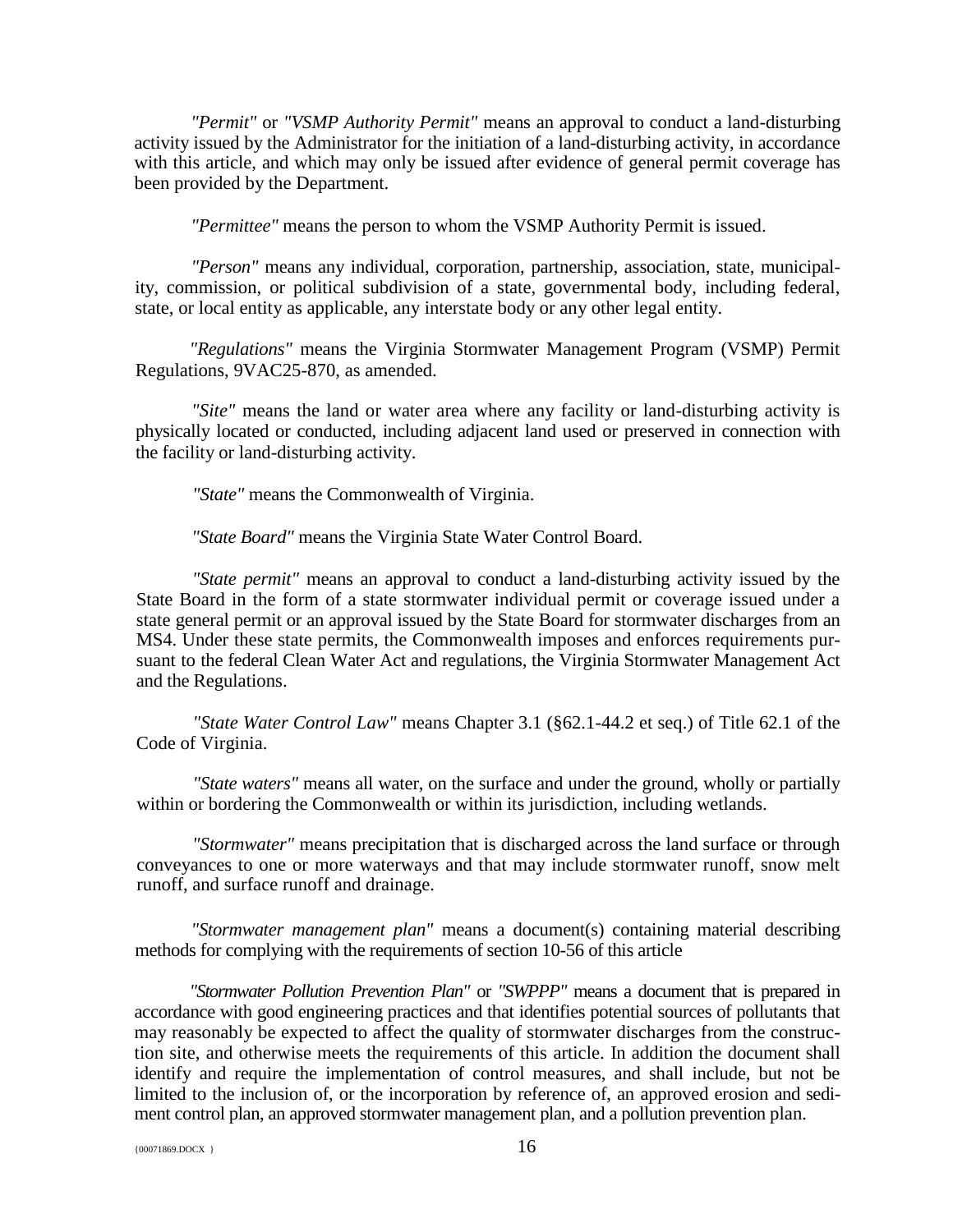*"Permit"* or *"VSMP Authority Permit"* means an approval to conduct a land-disturbing activity issued by the Administrator for the initiation of a land-disturbing activity, in accordance with this article, and which may only be issued after evidence of general permit coverage has been provided by the Department.

*"Permittee"* means the person to whom the VSMP Authority Permit is issued.

*"Person"* means any individual, corporation, partnership, association, state, municipality, commission, or political subdivision of a state, governmental body, including federal, state, or local entity as applicable, any interstate body or any other legal entity.

*"Regulations"* means the Virginia Stormwater Management Program (VSMP) Permit Regulations, 9VAC25-870, as amended.

*"Site"* means the land or water area where any facility or land-disturbing activity is physically located or conducted, including adjacent land used or preserved in connection with the facility or land-disturbing activity.

*"State"* means the Commonwealth of Virginia.

*"State Board"* means the Virginia State Water Control Board.

*"State permit"* means an approval to conduct a land-disturbing activity issued by the State Board in the form of a state stormwater individual permit or coverage issued under a state general permit or an approval issued by the State Board for stormwater discharges from an MS4. Under these state permits, the Commonwealth imposes and enforces requirements pursuant to the federal Clean Water Act and regulations, the Virginia Stormwater Management Act and the Regulations.

*"State Water Control Law"* means Chapter 3.1 (§62.1-44.2 et seq.) of Title 62.1 of the Code of Virginia.

*"State waters"* means all water, on the surface and under the ground, wholly or partially within or bordering the Commonwealth or within its jurisdiction, including wetlands.

*"Stormwater"* means precipitation that is discharged across the land surface or through conveyances to one or more waterways and that may include stormwater runoff, snow melt runoff, and surface runoff and drainage.

*"Stormwater management plan"* means a document(s) containing material describing methods for complying with the requirements of section 10-56 of this article

*"Stormwater Pollution Prevention Plan"* or *"SWPPP"* means a document that is prepared in accordance with good engineering practices and that identifies potential sources of pollutants that may reasonably be expected to affect the quality of stormwater discharges from the construction site, and otherwise meets the requirements of this article. In addition the document shall identify and require the implementation of control measures, and shall include, but not be limited to the inclusion of, or the incorporation by reference of, an approved erosion and sediment control plan, an approved stormwater management plan, and a pollution prevention plan.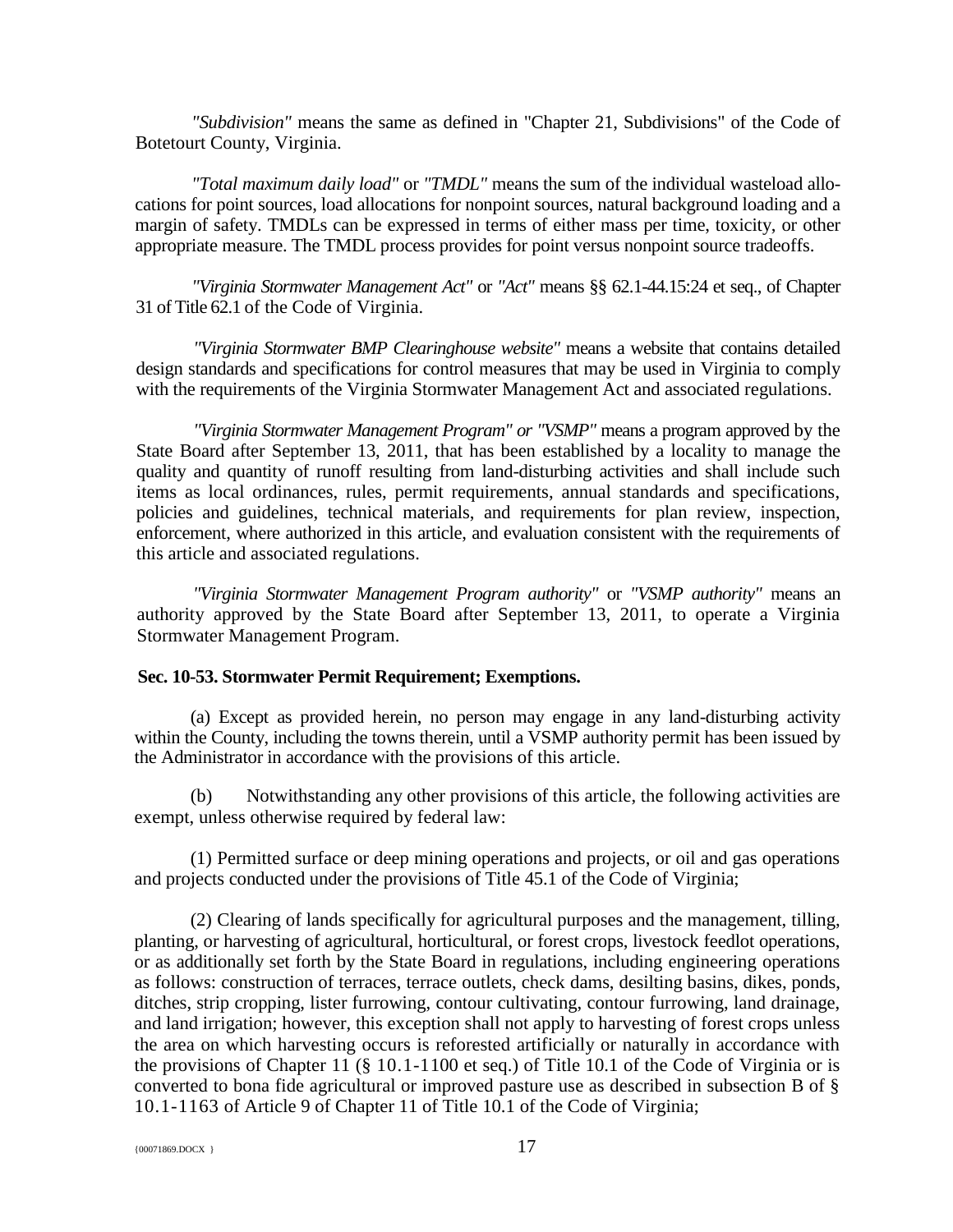*"Subdivision"* means the same as defined in "Chapter 21, Subdivisions" of the Code of Botetourt County, Virginia.

*"Total maximum daily load"* or *"TMDL"* means the sum of the individual wasteload allocations for point sources, load allocations for nonpoint sources, natural background loading and a margin of safety. TMDLs can be expressed in terms of either mass per time, toxicity, or other appropriate measure. The TMDL process provides for point versus nonpoint source tradeoffs.

*"Virginia Stormwater Management Act"* or *"Act"* means §§ 62.1-44.15:24 et seq., of Chapter 31 of Title 62.1 of the Code of Virginia.

*"Virginia Stormwater BMP Clearinghouse website"* means a website that contains detailed design standards and specifications for control measures that may be used in Virginia to comply with the requirements of the Virginia Stormwater Management Act and associated regulations.

*"Virginia Stormwater Management Program" or "VSMP"* means a program approved by the State Board after September 13, 2011, that has been established by a locality to manage the quality and quantity of runoff resulting from land-disturbing activities and shall include such items as local ordinances, rules, permit requirements, annual standards and specifications, policies and guidelines, technical materials, and requirements for plan review, inspection, enforcement, where authorized in this article, and evaluation consistent with the requirements of this article and associated regulations.

*"Virginia Stormwater Management Program authority"* or *"VSMP authority"* means an authority approved by the State Board after September 13, 2011, to operate a Virginia Stormwater Management Program.

**Sec. 10-53. Stormwater Permit Requirement; Exemptions.**

(a) Except as provided herein, no person may engage in any land-disturbing activity within the County, including the towns therein, until a VSMP authority permit has been issued by the Administrator in accordance with the provisions of this article.

(b) Notwithstanding any other provisions of this article, the following activities are exempt, unless otherwise required by federal law:

(1) Permitted surface or deep mining operations and projects, or oil and gas operations and projects conducted under the provisions of Title 45.1 of the Code of Virginia;

(2) Clearing of lands specifically for agricultural purposes and the management, tilling, planting, or harvesting of agricultural, horticultural, or forest crops, livestock feedlot operations, or as additionally set forth by the State Board in regulations, including engineering operations as follows: construction of terraces, terrace outlets, check dams, desilting basins, dikes, ponds, ditches, strip cropping, lister furrowing, contour cultivating, contour furrowing, land drainage, and land irrigation; however, this exception shall not apply to harvesting of forest crops unless the area on which harvesting occurs is reforested artificially or naturally in accordance with the provisions of Chapter 11 (§ 10.1-1100 et seq.) of Title 10.1 of the Code of Virginia or is converted to bona fide agricultural or improved pasture use as described in subsection B of § 10.1-1163 of Article 9 of Chapter 11 of Title 10.1 of the Code of Virginia;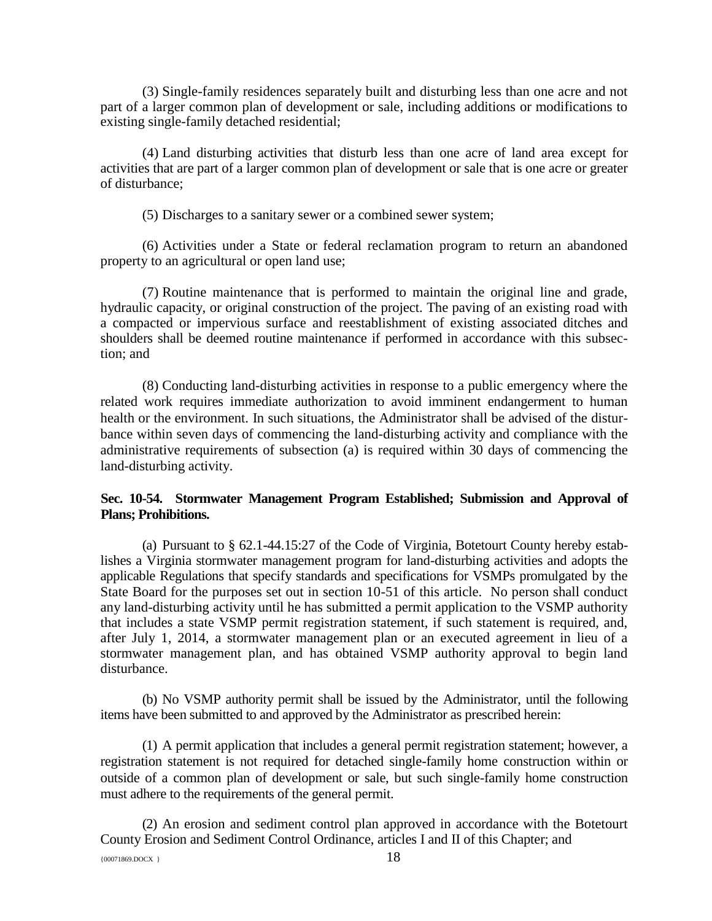(3) Single-family residences separately built and disturbing less than one acre and not part of a larger common plan of development or sale, including additions or modifications to existing single-family detached residential;

(4) Land disturbing activities that disturb less than one acre of land area except for activities that are part of a larger common plan of development or sale that is one acre or greater of disturbance;

(5) Discharges to a sanitary sewer or a combined sewer system;

(6) Activities under a State or federal reclamation program to return an abandoned property to an agricultural or open land use;

(7) Routine maintenance that is performed to maintain the original line and grade, hydraulic capacity, or original construction of the project. The paving of an existing road with a compacted or impervious surface and reestablishment of existing associated ditches and shoulders shall be deemed routine maintenance if performed in accordance with this subsection; and

(8) Conducting land-disturbing activities in response to a public emergency where the related work requires immediate authorization to avoid imminent endangerment to human health or the environment. In such situations, the Administrator shall be advised of the disturbance within seven days of commencing the land-disturbing activity and compliance with the administrative requirements of subsection (a) is required within 30 days of commencing the land-disturbing activity.

**Sec. 10-54. Stormwater Management Program Established; Submission and Approval of Plans; Prohibitions.**

(a) Pursuant to § 62.1-44.15:27 of the Code of Virginia, Botetourt County hereby establishes a Virginia stormwater management program for land-disturbing activities and adopts the applicable Regulations that specify standards and specifications for VSMPs promulgated by the State Board for the purposes set out in section 10-51 of this article. No person shall conduct any land-disturbing activity until he has submitted a permit application to the VSMP authority that includes a state VSMP permit registration statement, if such statement is required, and, after July 1, 2014, a stormwater management plan or an executed agreement in lieu of a stormwater management plan, and has obtained VSMP authority approval to begin land disturbance.

(b) No VSMP authority permit shall be issued by the Administrator, until the following items have been submitted to and approved by the Administrator as prescribed herein:

(1) A permit application that includes a general permit registration statement; however, a registration statement is not required for detached single-family home construction within or outside of a common plan of development or sale, but such single-family home construction must adhere to the requirements of the general permit.

(2) An erosion and sediment control plan approved in accordance with the Botetourt County Erosion and Sediment Control Ordinance, articles I and II of this Chapter; and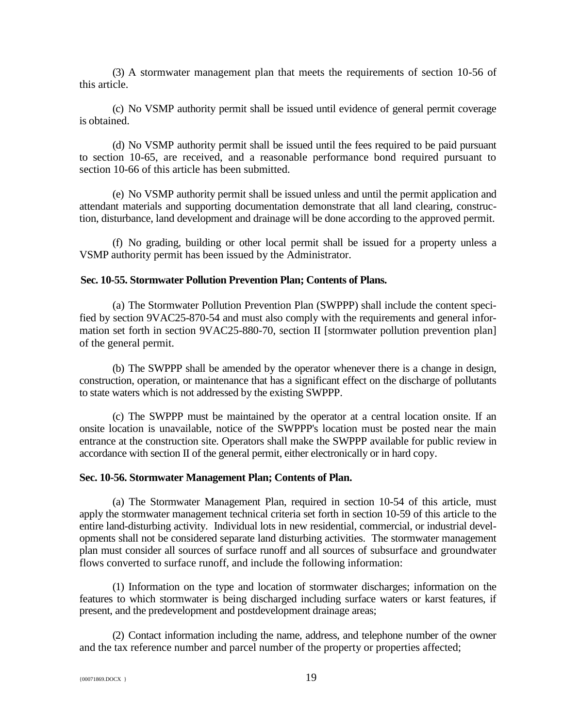(3) A stormwater management plan that meets the requirements of section 10-56 of this article.

(c) No VSMP authority permit shall be issued until evidence of general permit coverage is obtained.

(d) No VSMP authority permit shall be issued until the fees required to be paid pursuant to section 10-65, are received, and a reasonable performance bond required pursuant to section 10-66 of this article has been submitted.

(e) No VSMP authority permit shall be issued unless and until the permit application and attendant materials and supporting documentation demonstrate that all land clearing, construction, disturbance, land development and drainage will be done according to the approved permit.

(f) No grading, building or other local permit shall be issued for a property unless a VSMP authority permit has been issued by the Administrator.

**Sec. 10-55. Stormwater Pollution Prevention Plan; Contents of Plans.**

(a) The Stormwater Pollution Prevention Plan (SWPPP) shall include the content specified by section 9VAC25-870-54 and must also comply with the requirements and general information set forth in section 9VAC25-880-70, section II [stormwater pollution prevention plan] of the general permit.

(b) The SWPPP shall be amended by the operator whenever there is a change in design, construction, operation, or maintenance that has a significant effect on the discharge of pollutants to state waters which is not addressed by the existing SWPPP.

(c) The SWPPP must be maintained by the operator at a central location onsite. If an onsite location is unavailable, notice of the SWPPP's location must be posted near the main entrance at the construction site. Operators shall make the SWPPP available for public review in accordance with section II of the general permit, either electronically or in hard copy.

**Sec. 10-56. Stormwater Management Plan; Contents of Plan.**

(a) The Stormwater Management Plan, required in section 10-54 of this article, must apply the stormwater management technical criteria set forth in section 10-59 of this article to the entire land-disturbing activity. Individual lots in new residential, commercial, or industrial developments shall not be considered separate land disturbing activities. The stormwater management plan must consider all sources of surface runoff and all sources of subsurface and groundwater flows converted to surface runoff, and include the following information:

(1) Information on the type and location of stormwater discharges; information on the features to which stormwater is being discharged including surface waters or karst features, if present, and the predevelopment and postdevelopment drainage areas;

(2) Contact information including the name, address, and telephone number of the owner and the tax reference number and parcel number of the property or properties affected;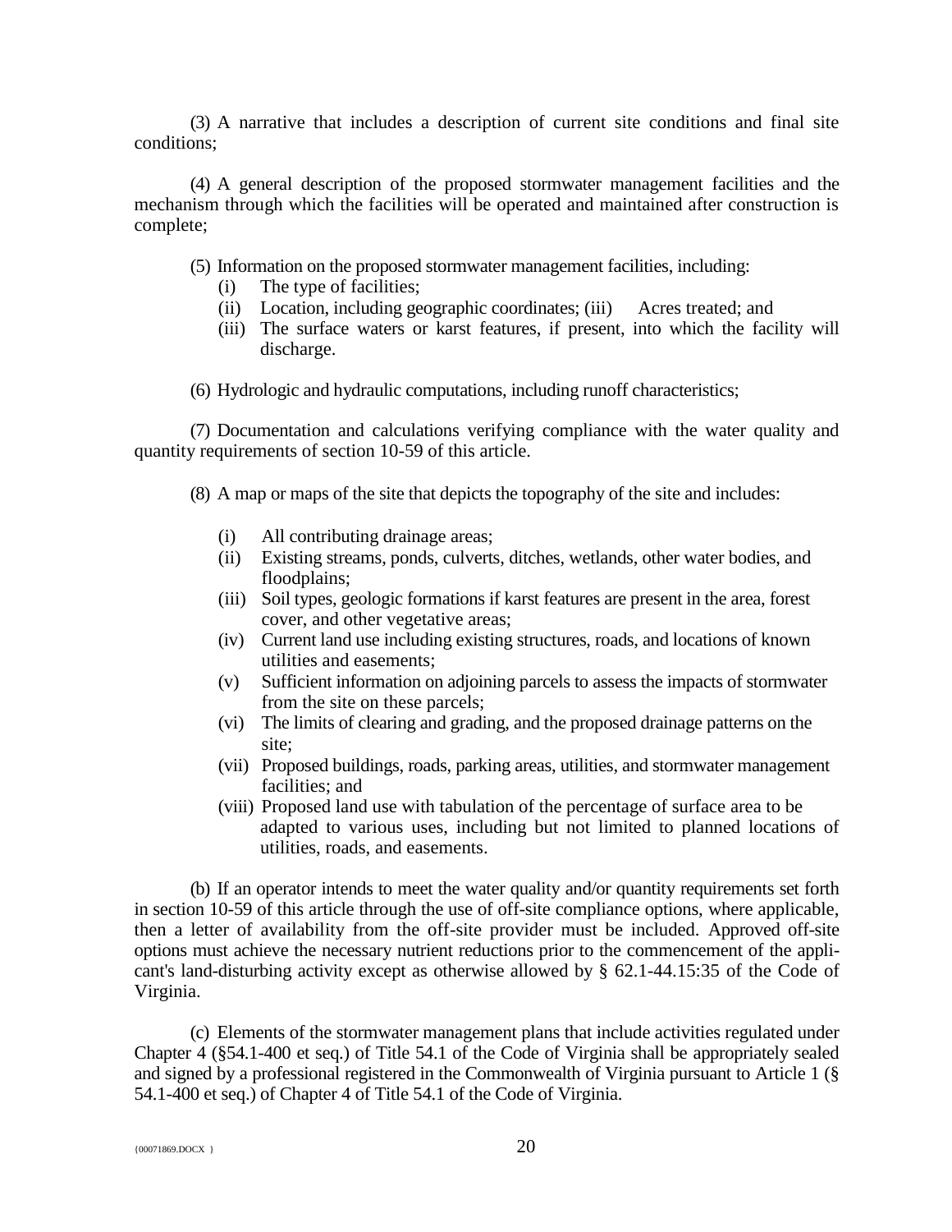(3) A narrative that includes a description of current site conditions and final site conditions;

(4) A general description of the proposed stormwater management facilities and the mechanism through which the facilities will be operated and maintained after construction is complete;

(5) Information on the proposed stormwater management facilities, including:

- (i) The type of facilities;
- (ii) Location, including geographic coordinates; (iii) Acres treated; and
- (iii) The surface waters or karst features, if present, into which the facility will discharge.

(6) Hydrologic and hydraulic computations, including runoff characteristics;

(7) Documentation and calculations verifying compliance with the water quality and quantity requirements of section 10-59 of this article.

(8) A map or maps of the site that depicts the topography of the site and includes:

- (i) All contributing drainage areas;
- (ii) Existing streams, ponds, culverts, ditches, wetlands, other water bodies, and floodplains;
- (iii) Soil types, geologic formations if karst features are present in the area, forest cover, and other vegetative areas;
- (iv) Current land use including existing structures, roads, and locations of known utilities and easements;
- (v) Sufficient information on adjoining parcels to assess the impacts of stormwater from the site on these parcels;
- (vi) The limits of clearing and grading, and the proposed drainage patterns on the site;
- (vii) Proposed buildings, roads, parking areas, utilities, and stormwater management facilities; and
- (viii) Proposed land use with tabulation of the percentage of surface area to be adapted to various uses, including but not limited to planned locations of utilities, roads, and easements.

(b) If an operator intends to meet the water quality and/or quantity requirements set forth in section 10-59 of this article through the use of off-site compliance options, where applicable, then a letter of availability from the off-site provider must be included. Approved off-site options must achieve the necessary nutrient reductions prior to the commencement of the applicant's land-disturbing activity except as otherwise allowed by § 62.1-44.15:35 of the Code of Virginia.

(c) Elements of the stormwater management plans that include activities regulated under Chapter 4 (§54.1-400 et seq.) of Title 54.1 of the Code of Virginia shall be appropriately sealed and signed by a professional registered in the Commonwealth of Virginia pursuant to Article 1 (§ 54.1-400 et seq.) of Chapter 4 of Title 54.1 of the Code of Virginia.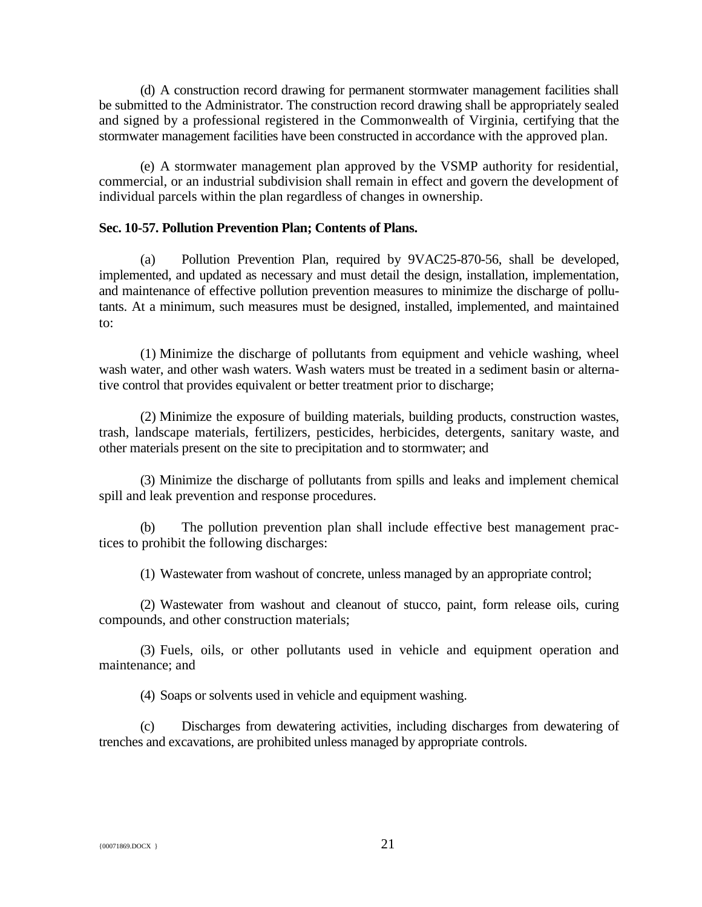(d) A construction record drawing for permanent stormwater management facilities shall be submitted to the Administrator. The construction record drawing shall be appropriately sealed and signed by a professional registered in the Commonwealth of Virginia, certifying that the stormwater management facilities have been constructed in accordance with the approved plan.

(e) A stormwater management plan approved by the VSMP authority for residential, commercial, or an industrial subdivision shall remain in effect and govern the development of individual parcels within the plan regardless of changes in ownership.

**Sec. 10-57. Pollution Prevention Plan; Contents of Plans.**

(a) Pollution Prevention Plan, required by 9VAC25-870-56, shall be developed, implemented, and updated as necessary and must detail the design, installation, implementation, and maintenance of effective pollution prevention measures to minimize the discharge of pollutants. At a minimum, such measures must be designed, installed, implemented, and maintained to:

(1) Minimize the discharge of pollutants from equipment and vehicle washing, wheel wash water, and other wash waters. Wash waters must be treated in a sediment basin or alternative control that provides equivalent or better treatment prior to discharge;

(2) Minimize the exposure of building materials, building products, construction wastes, trash, landscape materials, fertilizers, pesticides, herbicides, detergents, sanitary waste, and other materials present on the site to precipitation and to stormwater; and

(3) Minimize the discharge of pollutants from spills and leaks and implement chemical spill and leak prevention and response procedures.

(b) The pollution prevention plan shall include effective best management practices to prohibit the following discharges:

(1) Wastewater from washout of concrete, unless managed by an appropriate control;

(2) Wastewater from washout and cleanout of stucco, paint, form release oils, curing compounds, and other construction materials;

(3) Fuels, oils, or other pollutants used in vehicle and equipment operation and maintenance; and

(4) Soaps or solvents used in vehicle and equipment washing.

(c) Discharges from dewatering activities, including discharges from dewatering of trenches and excavations, are prohibited unless managed by appropriate controls.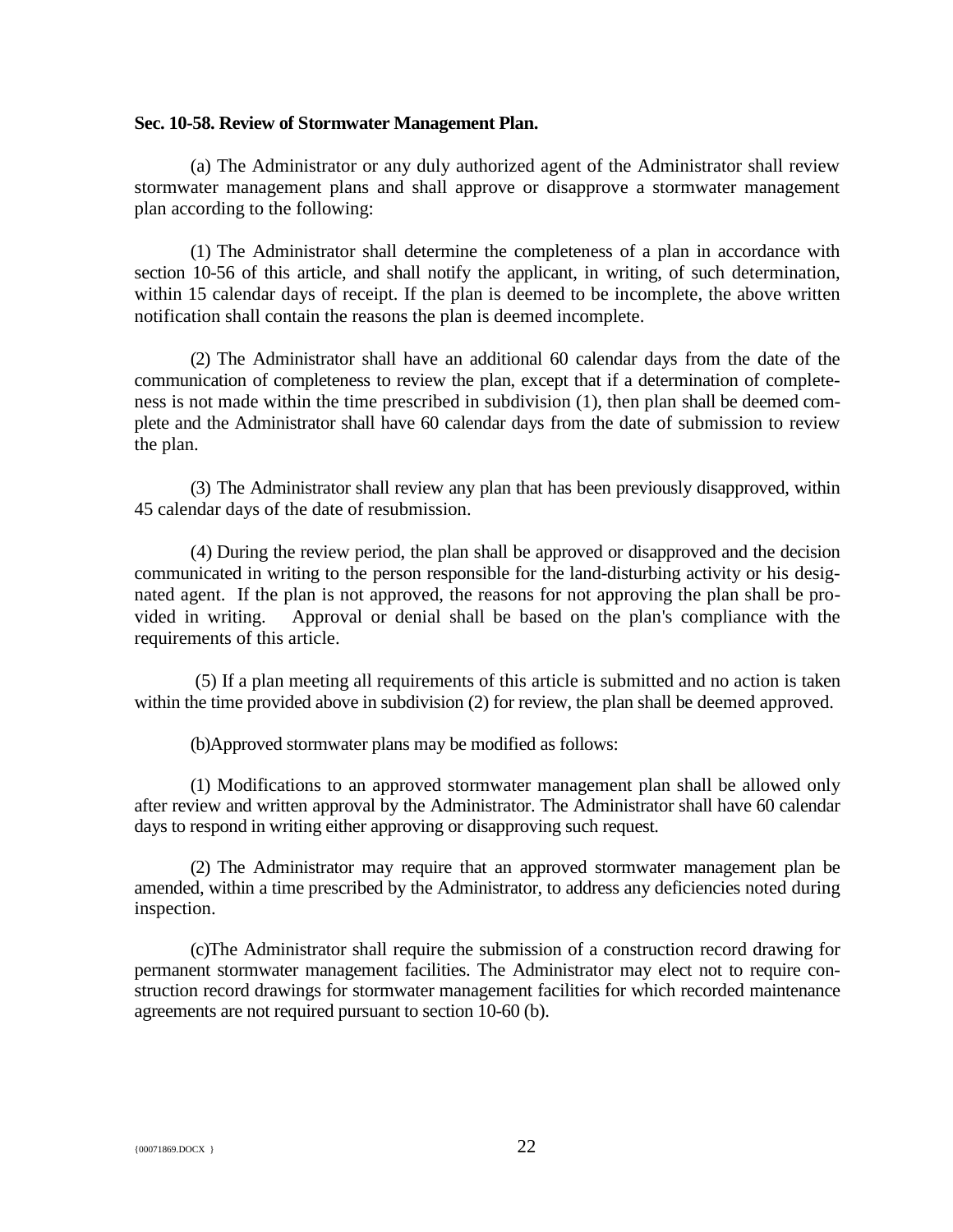**Sec. 10-58. Review of Stormwater Management Plan.**

(a) The Administrator or any duly authorized agent of the Administrator shall review stormwater management plans and shall approve or disapprove a stormwater management plan according to the following:

(1) The Administrator shall determine the completeness of a plan in accordance with section 10-56 of this article, and shall notify the applicant, in writing, of such determination, within 15 calendar days of receipt. If the plan is deemed to be incomplete, the above written notification shall contain the reasons the plan is deemed incomplete.

(2) The Administrator shall have an additional 60 calendar days from the date of the communication of completeness to review the plan, except that if a determination of completeness is not made within the time prescribed in subdivision (1), then plan shall be deemed complete and the Administrator shall have 60 calendar days from the date of submission to review the plan.

(3) The Administrator shall review any plan that has been previously disapproved, within 45 calendar days of the date of resubmission.

(4) During the review period, the plan shall be approved or disapproved and the decision communicated in writing to the person responsible for the land-disturbing activity or his designated agent. If the plan is not approved, the reasons for not approving the plan shall be provided in writing. Approval or denial shall be based on the plan's compliance with the requirements of this article.

(5) If a plan meeting all requirements of this article is submitted and no action is taken within the time provided above in subdivision (2) for review, the plan shall be deemed approved.

(b)Approved stormwater plans may be modified as follows:

(1) Modifications to an approved stormwater management plan shall be allowed only after review and written approval by the Administrator. The Administrator shall have 60 calendar days to respond in writing either approving or disapproving such request.

(2) The Administrator may require that an approved stormwater management plan be amended, within a time prescribed by the Administrator, to address any deficiencies noted during inspection.

(c)The Administrator shall require the submission of a construction record drawing for permanent stormwater management facilities. The Administrator may elect not to require construction record drawings for stormwater management facilities for which recorded maintenance agreements are not required pursuant to section 10-60 (b).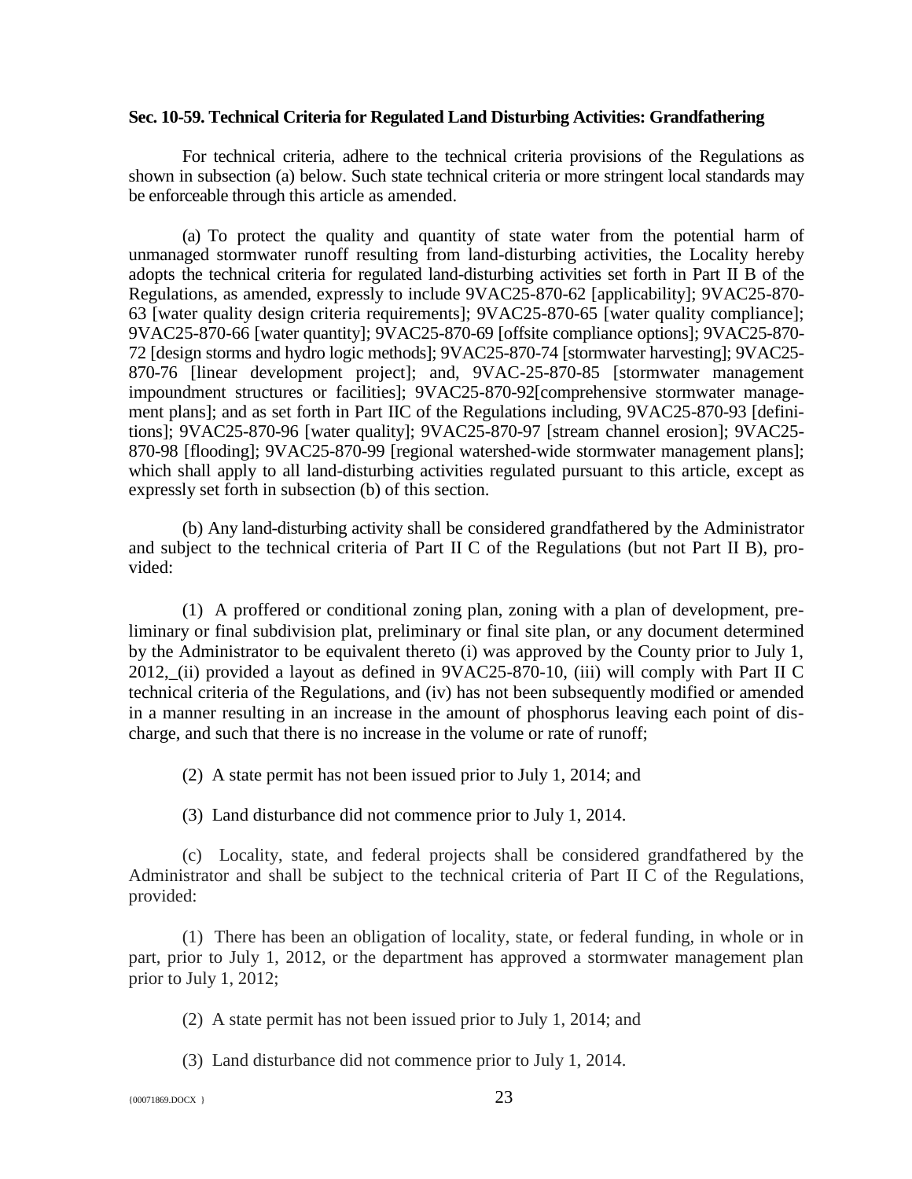**Sec. 10-59. Technical Criteria for Regulated Land Disturbing Activities: Grandfathering**

For technical criteria, adhere to the technical criteria provisions of the Regulations as shown in subsection (a) below. Such state technical criteria or more stringent local standards may be enforceable through this article as amended.

(a) To protect the quality and quantity of state water from the potential harm of unmanaged stormwater runoff resulting from land-disturbing activities, the Locality hereby adopts the technical criteria for regulated land-disturbing activities set forth in Part II B of the Regulations, as amended, expressly to include 9VAC25-870-62 [applicability]; 9VAC25-870-63 [water quality design criteria requirements]; 9VAC25-870-65 [water quality compliance]; 9VAC25-870-66 [water quantity]; 9VAC25-870-69 [offsite compliance options]; 9VAC25-870-72 [design storms and hydro logic methods]; 9VAC25-870-74 [stormwater harvesting]; 9VAC25-870-76 [linear development project]; and, 9VAC-25-870-85 [stormwater management impoundment structures or facilities]; 9VAC25-870-92[comprehensive stormwater management plans]; and as set forth in Part IIC of the Regulations including, 9VAC25-870-93 [definitions]; 9VAC25-870-96 [water quality]; 9VAC25-870-97 [stream channel erosion]; 9VAC25-870-98 [flooding]; 9VAC25-870-99 [regional watershed-wide stormwater management plans]; which shall apply to all land-disturbing activities regulated pursuant to this article, except as expressly set forth in subsection (b) of this section.

(b) Any land-disturbing activity shall be considered grandfathered by the Administrator and subject to the technical criteria of Part II C of the Regulations (but not Part II B), provided:

(1) A proffered or conditional zoning plan, zoning with a plan of development, preliminary or final subdivision plat, preliminary or final site plan, or any document determined by the Administrator to be equivalent thereto (i) was approved by the County prior to July 1, 2012, (ii) provided a layout as defined in 9VAC25-870-10, (iii) will comply with Part II C technical criteria of the Regulations, and (iv) has not been subsequently modified or amended in a manner resulting in an increase in the amount of phosphorus leaving each point of discharge, and such that there is no increase in the volume or rate of runoff;

(2) A state permit has not been issued prior to July 1, 2014; and

(3) Land disturbance did not commence prior to July 1, 2014.

(c) Locality, state, and federal projects shall be considered grandfathered by the Administrator and shall be subject to the technical criteria of Part II C of the Regulations, provided:

(1) There has been an obligation of locality, state, or federal funding, in whole or in part, prior to July 1, 2012, or the department has approved a stormwater management plan prior to July 1, 2012;

(2) A state permit has not been issued prior to July 1, 2014; and

(3) Land disturbance did not commence prior to July 1, 2014.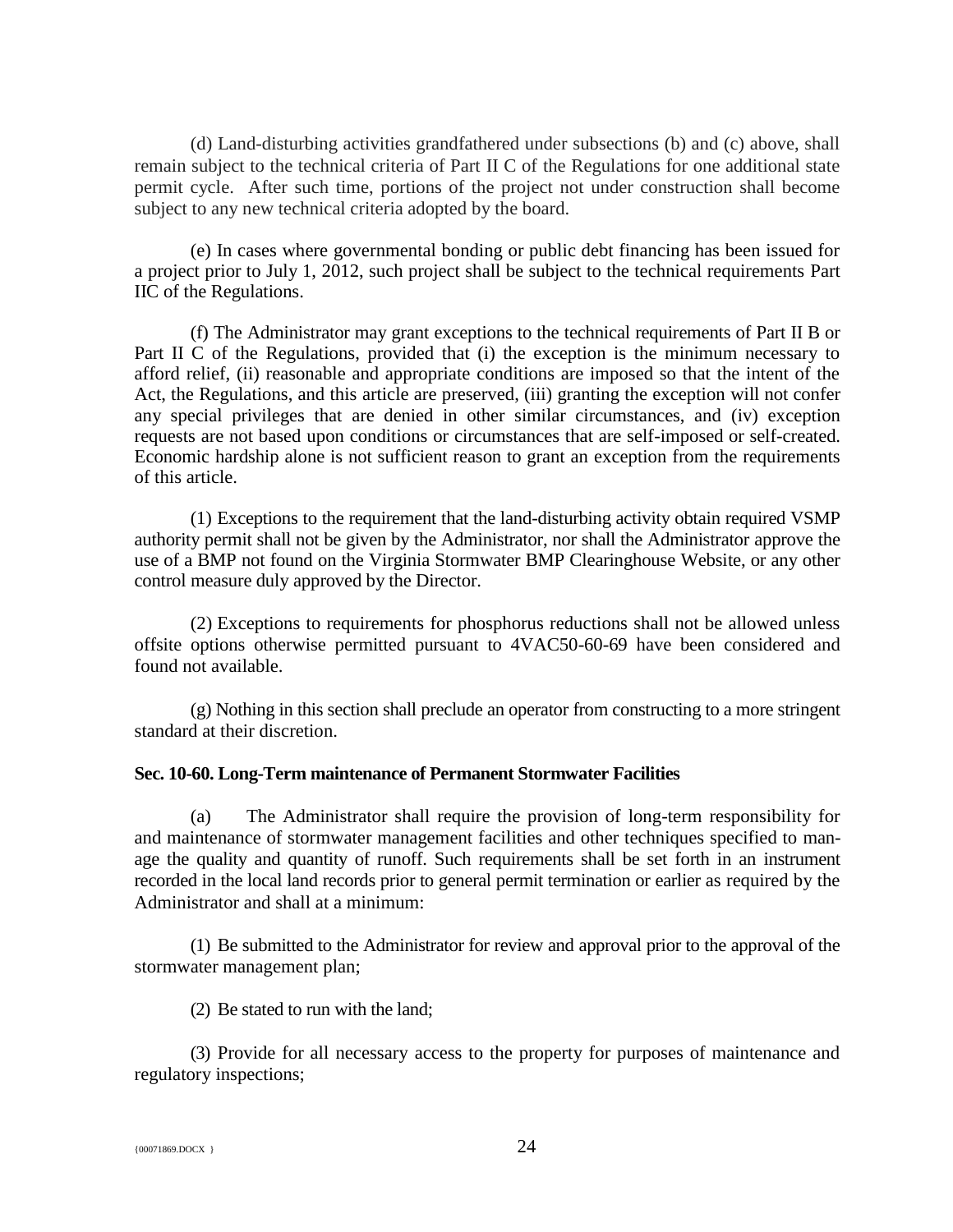(d) Land-disturbing activities grandfathered under subsections (b) and (c) above, shall remain subject to the technical criteria of Part II C of the Regulations for one additional state permit cycle. After such time, portions of the project not under construction shall become subject to any new technical criteria adopted by the board.

(e) In cases where governmental bonding or public debt financing has been issued for a project prior to July 1, 2012, such project shall be subject to the technical requirements Part IIC of the Regulations.

(f) The Administrator may grant exceptions to the technical requirements of Part II B or Part II C of the Regulations, provided that (i) the exception is the minimum necessary to afford relief, (ii) reasonable and appropriate conditions are imposed so that the intent of the Act, the Regulations, and this article are preserved, (iii) granting the exception will not confer any special privileges that are denied in other similar circumstances, and (iv) exception requests are not based upon conditions or circumstances that are self-imposed or self-created. Economic hardship alone is not sufficient reason to grant an exception from the requirements of this article.

(1) Exceptions to the requirement that the land-disturbing activity obtain required VSMP authority permit shall not be given by the Administrator, nor shall the Administrator approve the use of a BMP not found on the Virginia Stormwater BMP Clearinghouse Website, or any other control measure duly approved by the Director.

(2) Exceptions to requirements for phosphorus reductions shall not be allowed unless offsite options otherwise permitted pursuant to 4VAC50-60-69 have been considered and found not available.

(g) Nothing in this section shall preclude an operator from constructing to a more stringent standard at their discretion.

**Sec. 10-60. Long-Term maintenance of Permanent Stormwater Facilities**

(a) The Administrator shall require the provision of long-term responsibility for and maintenance of stormwater management facilities and other techniques specified to manage the quality and quantity of runoff. Such requirements shall be set forth in an instrument recorded in the local land records prior to general permit termination or earlier as required by the Administrator and shall at a minimum:

(1) Be submitted to the Administrator for review and approval prior to the approval of the stormwater management plan;

(2) Be stated to run with the land;

(3) Provide for all necessary access to the property for purposes of maintenance and regulatory inspections;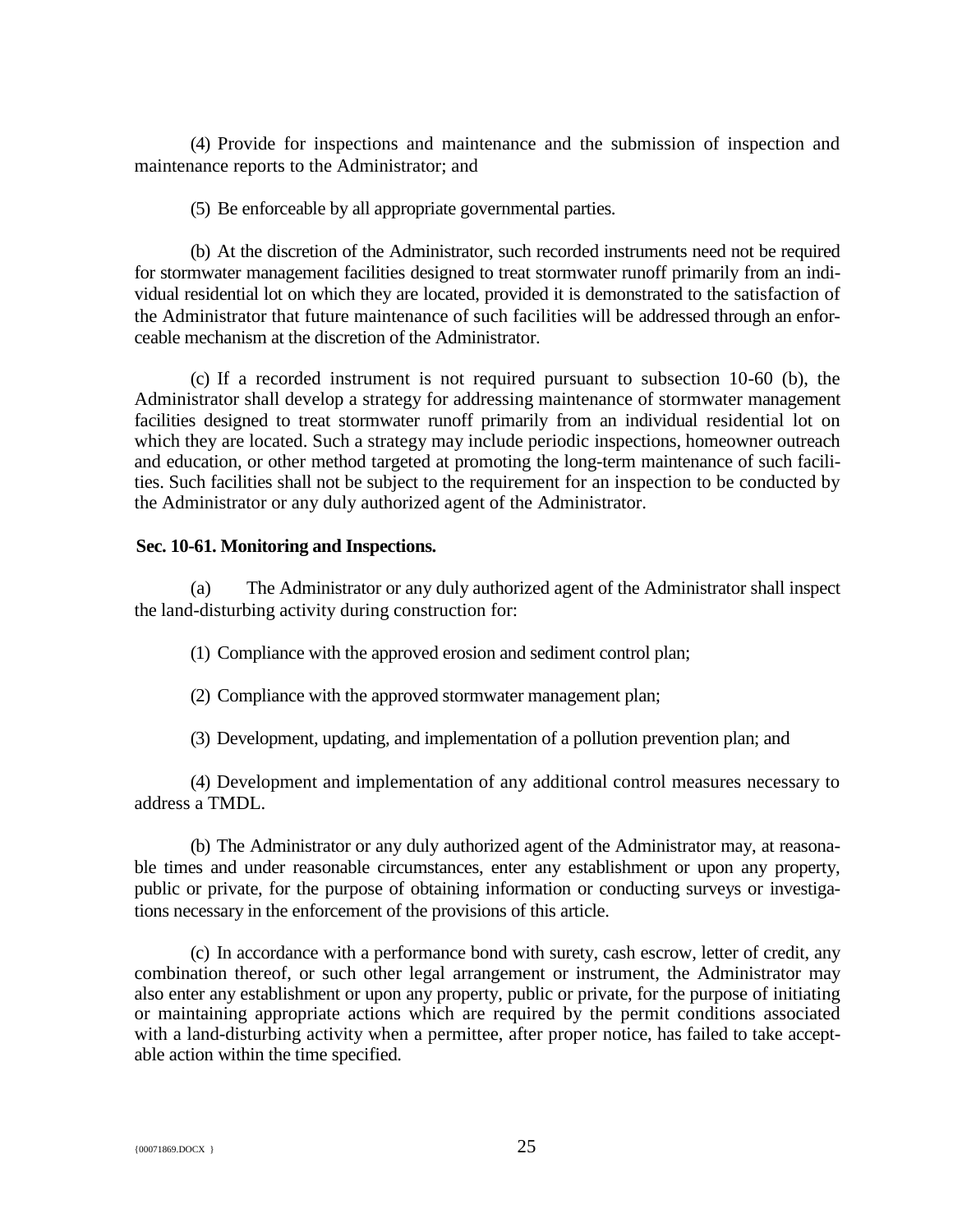(4) Provide for inspections and maintenance and the submission of inspection and maintenance reports to the Administrator; and

(5) Be enforceable by all appropriate governmental parties.

(b) At the discretion of the Administrator, such recorded instruments need not be required for stormwater management facilities designed to treat stormwater runoff primarily from an individual residential lot on which they are located, provided it is demonstrated to the satisfaction of the Administrator that future maintenance of such facilities will be addressed through an enforceable mechanism at the discretion of the Administrator.

(c) If a recorded instrument is not required pursuant to subsection 10-60 (b), the Administrator shall develop a strategy for addressing maintenance of stormwater management facilities designed to treat stormwater runoff primarily from an individual residential lot on which they are located. Such a strategy may include periodic inspections, homeowner outreach and education, or other method targeted at promoting the long-term maintenance of such facilities. Such facilities shall not be subject to the requirement for an inspection to be conducted by the Administrator or any duly authorized agent of the Administrator.

**Sec. 10-61. Monitoring and Inspections.**

(a) The Administrator or any duly authorized agent of the Administrator shall inspect the land-disturbing activity during construction for:

(1) Compliance with the approved erosion and sediment control plan;

(2) Compliance with the approved stormwater management plan;

(3) Development, updating, and implementation of a pollution prevention plan; and

(4) Development and implementation of any additional control measures necessary to address a TMDL.

(b) The Administrator or any duly authorized agent of the Administrator may, at reasonable times and under reasonable circumstances, enter any establishment or upon any property, public or private, for the purpose of obtaining information or conducting surveys or investigations necessary in the enforcement of the provisions of this article.

(c) In accordance with a performance bond with surety, cash escrow, letter of credit, any combination thereof, or such other legal arrangement or instrument, the Administrator may also enter any establishment or upon any property, public or private, for the purpose of initiating or maintaining appropriate actions which are required by the permit conditions associated with a land-disturbing activity when a permittee, after proper notice, has failed to take acceptable action within the time specified.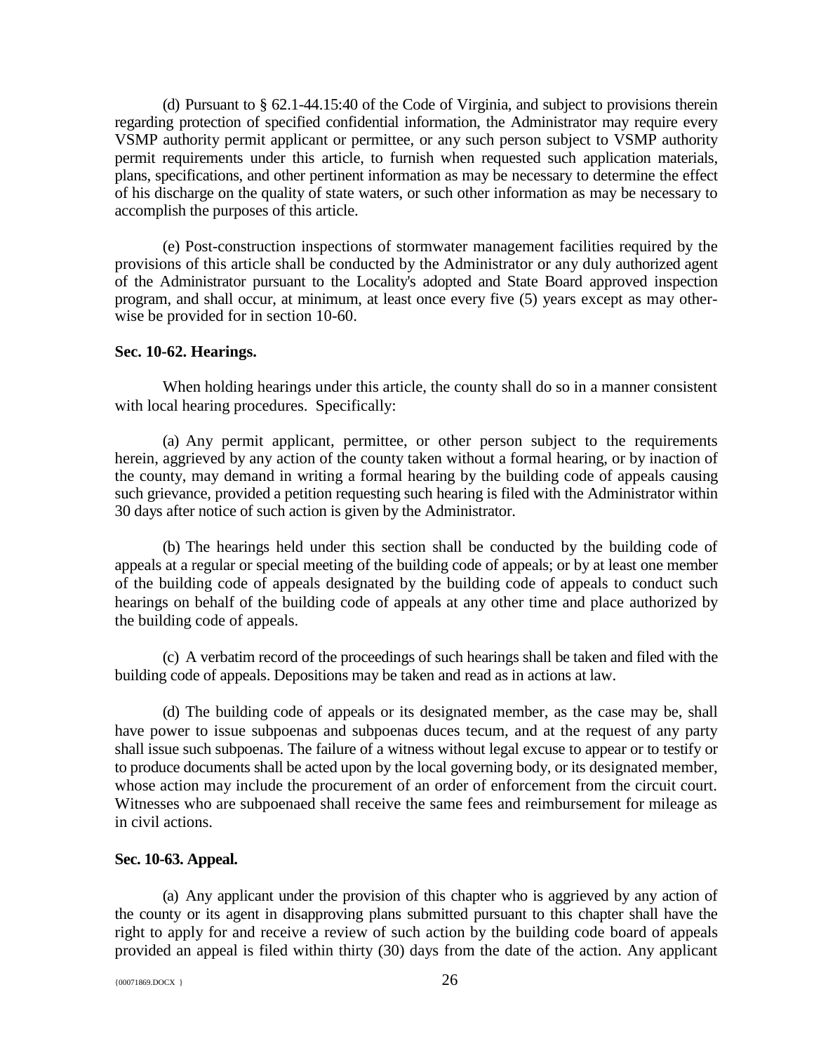(d) Pursuant to § 62.1-44.15:40 of the Code of Virginia, and subject to provisions therein regarding protection of specified confidential information, the Administrator may require every VSMP authority permit applicant or permittee, or any such person subject to VSMP authority permit requirements under this article, to furnish when requested such application materials, plans, specifications, and other pertinent information as may be necessary to determine the effect of his discharge on the quality of state waters, or such other information as may be necessary to accomplish the purposes of this article.

(e) Post-construction inspections of stormwater management facilities required by the provisions of this article shall be conducted by the Administrator or any duly authorized agent of the Administrator pursuant to the Locality's adopted and State Board approved inspection program, and shall occur, at minimum, at least once every five (5) years except as may otherwise be provided for in section 10-60.

**Sec. 10-62. Hearings.**

When holding hearings under this article, the county shall do so in a manner consistent with local hearing procedures. Specifically:

(a) Any permit applicant, permittee, or other person subject to the requirements herein, aggrieved by any action of the county taken without a formal hearing, or by inaction of the county, may demand in writing a formal hearing by the building code of appeals causing such grievance, provided a petition requesting such hearing is filed with the Administrator within 30 days after notice of such action is given by the Administrator.

(b) The hearings held under this section shall be conducted by the building code of appeals at a regular or special meeting of the building code of appeals; or by at least one member of the building code of appeals designated by the building code of appeals to conduct such hearings on behalf of the building code of appeals at any other time and place authorized by the building code of appeals.

(c) A verbatim record of the proceedings of such hearings shall be taken and filed with the building code of appeals. Depositions may be taken and read as in actions at law.

(d) The building code of appeals or its designated member, as the case may be, shall have power to issue subpoenas and subpoenas duces tecum, and at the request of any party shall issue such subpoenas. The failure of a witness without legal excuse to appear or to testify or to produce documents shall be acted upon by the local governing body, or its designated member, whose action may include the procurement of an order of enforcement from the circuit court. Witnesses who are subpoenaed shall receive the same fees and reimbursement for mileage as in civil actions.

**Sec. 10-63. Appeal.**

(a) Any applicant under the provision of this chapter who is aggrieved by any action of the county or its agent in disapproving plans submitted pursuant to this chapter shall have the right to apply for and receive a review of such action by the building code board of appeals provided an appeal is filed within thirty (30) days from the date of the action. Any applicant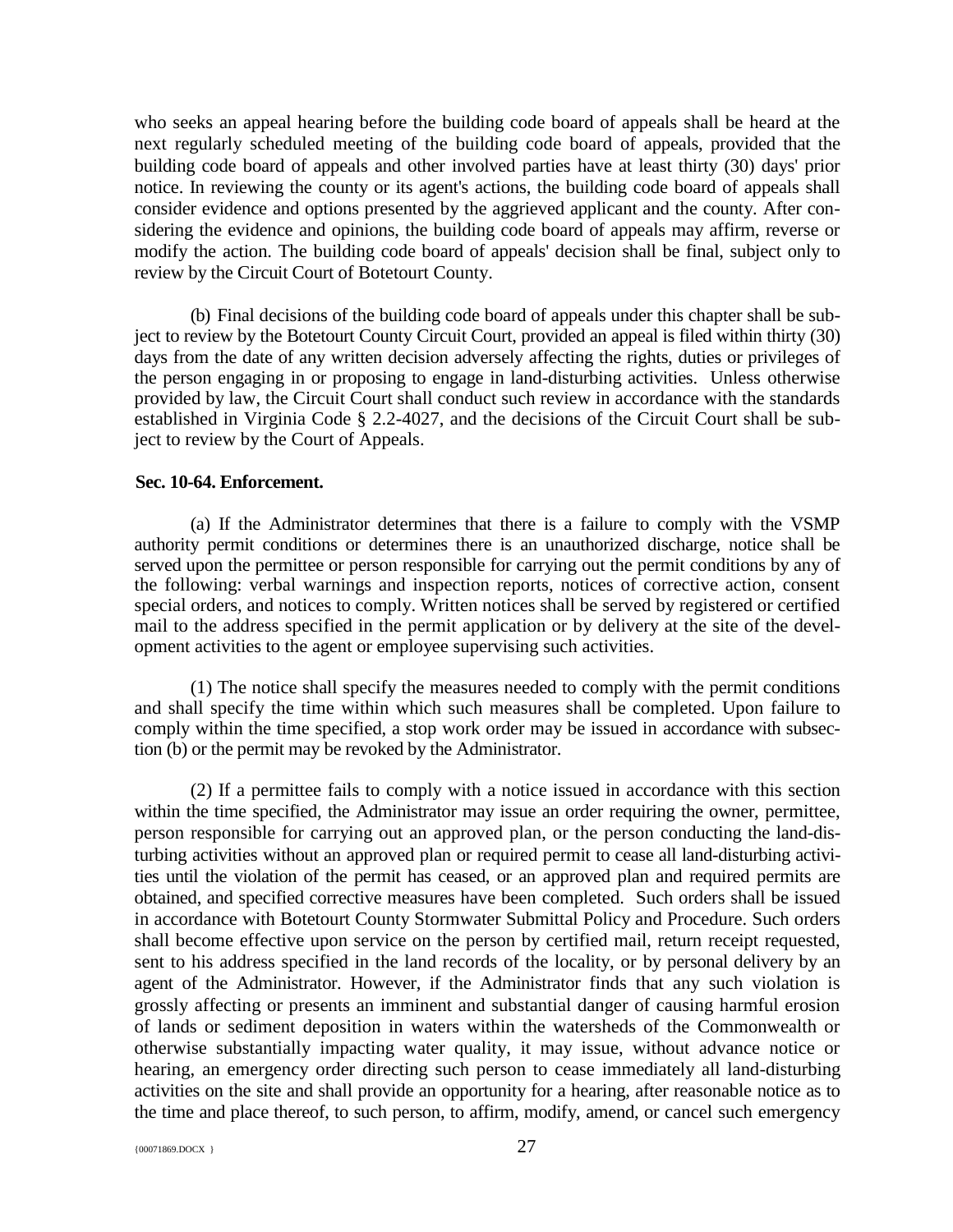who seeks an appeal hearing before the building code board of appeals shall be heard at the next regularly scheduled meeting of the building code board of appeals, provided that the building code board of appeals and other involved parties have at least thirty (30) days' prior notice. In reviewing the county or its agent's actions, the building code board of appeals shall consider evidence and options presented by the aggrieved applicant and the county. After considering the evidence and opinions, the building code board of appeals may affirm, reverse or modify the action. The building code board of appeals' decision shall be final, subject only to review by the Circuit Court of Botetourt County.

(b) Final decisions of the building code board of appeals under this chapter shall be subject to review by the Botetourt County Circuit Court, provided an appeal is filed within thirty (30) days from the date of any written decision adversely affecting the rights, duties or privileges of the person engaging in or proposing to engage in land-disturbing activities. Unless otherwise provided by law, the Circuit Court shall conduct such review in accordance with the standards established in Virginia Code § 2.2-4027, and the decisions of the Circuit Court shall be subject to review by the Court of Appeals.

**Sec. 10-64. Enforcement.**

(a) If the Administrator determines that there is a failure to comply with the VSMP authority permit conditions or determines there is an unauthorized discharge, notice shall be served upon the permittee or person responsible for carrying out the permit conditions by any of the following: verbal warnings and inspection reports, notices of corrective action, consent special orders, and notices to comply. Written notices shall be served by registered or certified mail to the address specified in the permit application or by delivery at the site of the development activities to the agent or employee supervising such activities.

(1) The notice shall specify the measures needed to comply with the permit conditions and shall specify the time within which such measures shall be completed. Upon failure to comply within the time specified, a stop work order may be issued in accordance with subsection (b) or the permit may be revoked by the Administrator.

(2) If a permittee fails to comply with a notice issued in accordance with this section within the time specified, the Administrator may issue an order requiring the owner, permittee, person responsible for carrying out an approved plan, or the person conducting the land-disturbing activities without an approved plan or required permit to cease all land-disturbing activities until the violation of the permit has ceased, or an approved plan and required permits are obtained, and specified corrective measures have been completed. Such orders shall be issued in accordance with Botetourt County Stormwater Submittal Policy and Procedure. Such orders shall become effective upon service on the person by certified mail, return receipt requested, sent to his address specified in the land records of the locality, or by personal delivery by an agent of the Administrator. However, if the Administrator finds that any such violation is grossly affecting or presents an imminent and substantial danger of causing harmful erosion of lands or sediment deposition in waters within the watersheds of the Commonwealth or otherwise substantially impacting water quality, it may issue, without advance notice or hearing, an emergency order directing such person to cease immediately all land-disturbing activities on the site and shall provide an opportunity for a hearing, after reasonable notice as to the time and place thereof, to such person, to affirm, modify, amend, or cancel such emergency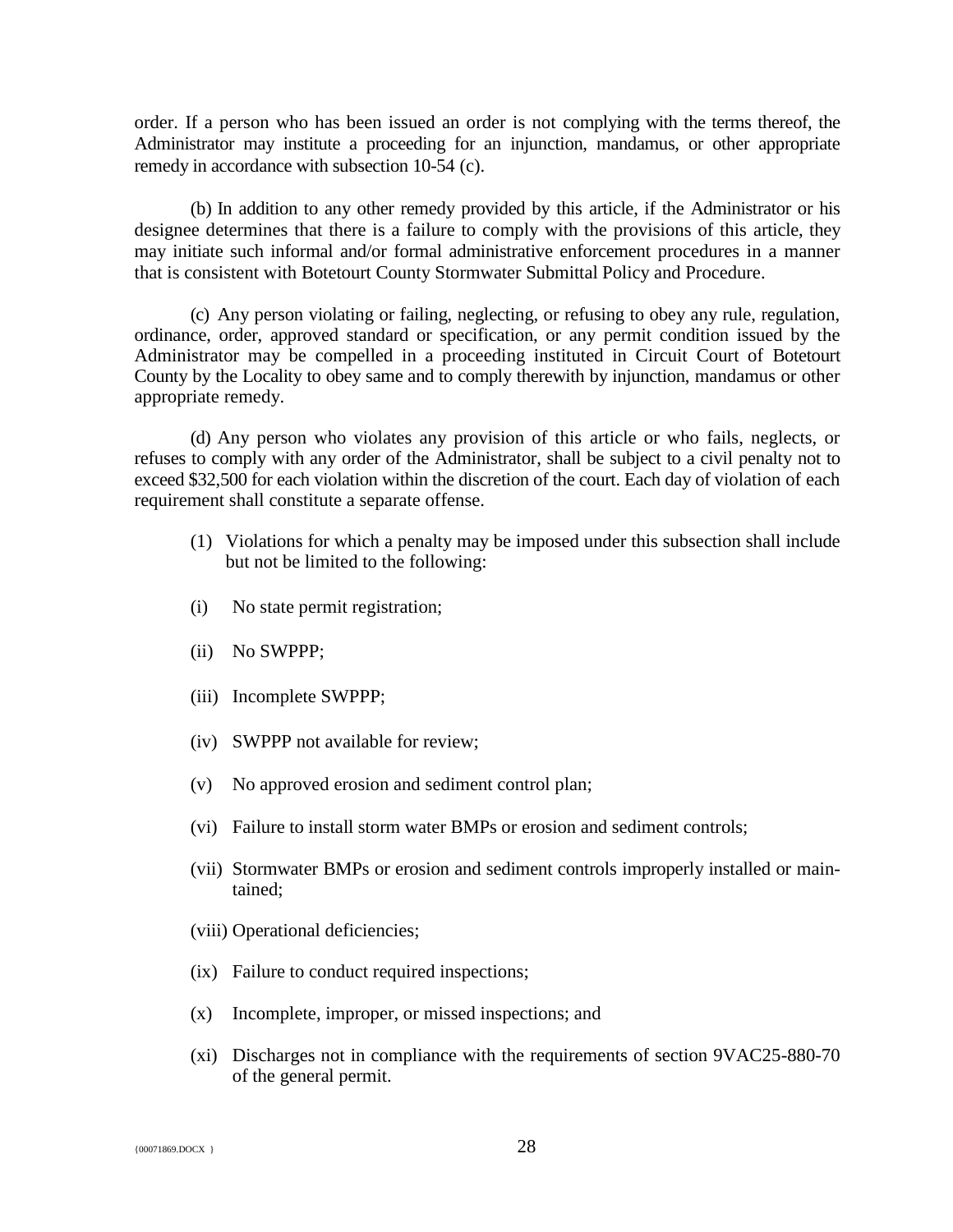order. If a person who has been issued an order is not complying with the terms thereof, the Administrator may institute a proceeding for an injunction, mandamus, or other appropriate remedy in accordance with subsection 10-54 (c).

(b) In addition to any other remedy provided by this article, if the Administrator or his designee determines that there is a failure to comply with the provisions of this article, they may initiate such informal and/or formal administrative enforcement procedures in a manner that is consistent with Botetourt County Stormwater Submittal Policy and Procedure.

(c) Any person violating or failing, neglecting, or refusing to obey any rule, regulation, ordinance, order, approved standard or specification, or any permit condition issued by the Administrator may be compelled in a proceeding instituted in Circuit Court of Botetourt County by the Locality to obey same and to comply therewith by injunction, mandamus or other appropriate remedy.

(d) Any person who violates any provision of this article or who fails, neglects, or refuses to comply with any order of the Administrator, shall be subject to a civil penalty not to exceed $32,500 for each violation within the discretion of the court. Each day of violation of each requirement shall constitute a separate offense.

(1) Violations for which a penalty may be imposed under this subsection shall include but not be limited to the following:

(i) No state permit registration;

(ii) No SWPPP;

(iii) Incomplete SWPPP;

(iv) SWPPP not available for review;

(v) No approved erosion and sediment control plan;

(vi) Failure to install storm water BMPs or erosion and sediment controls;

(vii) Stormwater BMPs or erosion and sediment controls improperly installed or maintained;

(viii) Operational deficiencies;

(ix) Failure to conduct required inspections;

(x) Incomplete, improper, or missed inspections; and

(xi) Discharges not in compliance with the requirements of section 9VAC25-880-70 of the general permit.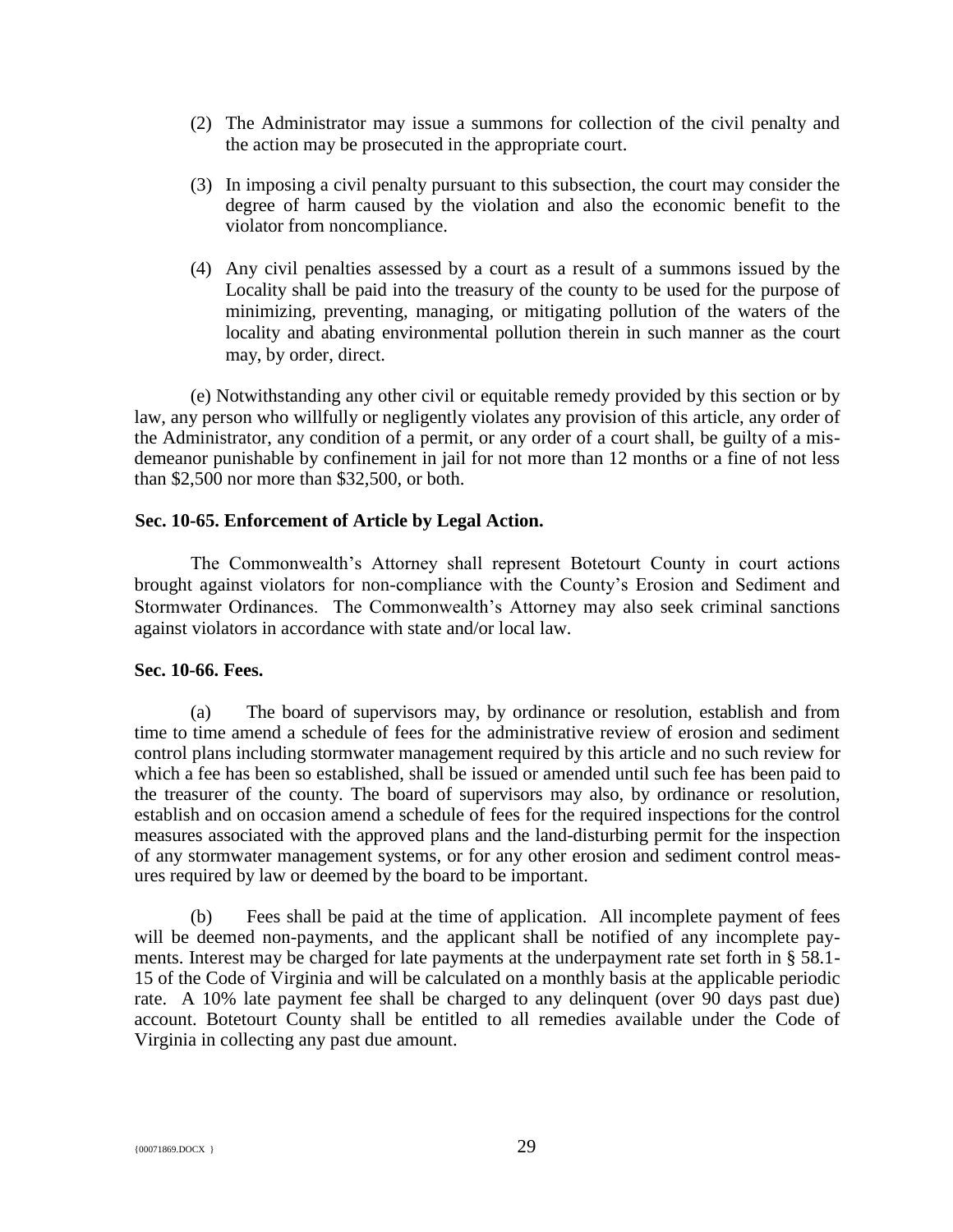(2) The Administrator may issue a summons for collection of the civil penalty and the action may be prosecuted in the appropriate court.

(3) In imposing a civil penalty pursuant to this subsection, the court may consider the degree of harm caused by the violation and also the economic benefit to the violator from noncompliance.

(4) Any civil penalties assessed by a court as a result of a summons issued by the Locality shall be paid into the treasury of the county to be used for the purpose of minimizing, preventing, managing, or mitigating pollution of the waters of the locality and abating environmental pollution therein in such manner as the court may, by order, direct.

(e) Notwithstanding any other civil or equitable remedy provided by this section or by law, any person who willfully or negligently violates any provision of this article, any order of the Administrator, any condition of a permit, or any order of a court shall, be guilty of a misdemeanor punishable by confinement in jail for not more than 12 months or a fine of not less than $2,500 nor more than $32,500, or both.

**Sec. 10-65. Enforcement of Article by Legal Action.**

The Commonwealth's Attorney shall represent Botetourt County in court actions brought against violators for non-compliance with the County's Erosion and Sediment and Stormwater Ordinances. The Commonwealth's Attorney may also seek criminal sanctions against violators in accordance with state and/or local law.

**Sec. 10-66. Fees.**

(a) The board of supervisors may, by ordinance or resolution, establish and from time to time amend a schedule of fees for the administrative review of erosion and sediment control plans including stormwater management required by this article and no such review for which a fee has been so established, shall be issued or amended until such fee has been paid to the treasurer of the county. The board of supervisors may also, by ordinance or resolution, establish and on occasion amend a schedule of fees for the required inspections for the control measures associated with the approved plans and the land-disturbing permit for the inspection of any stormwater management systems, or for any other erosion and sediment control measures required by law or deemed by the board to be important.

(b) Fees shall be paid at the time of application. All incomplete payment of fees will be deemed non-payments, and the applicant shall be notified of any incomplete payments. Interest may be charged for late payments at the underpayment rate set forth in § 58.1-15 of the Code of Virginia and will be calculated on a monthly basis at the applicable periodic rate. A 10% late payment fee shall be charged to any delinquent (over 90 days past due) account. Botetourt County shall be entitled to all remedies available under the Code of Virginia in collecting any past due amount.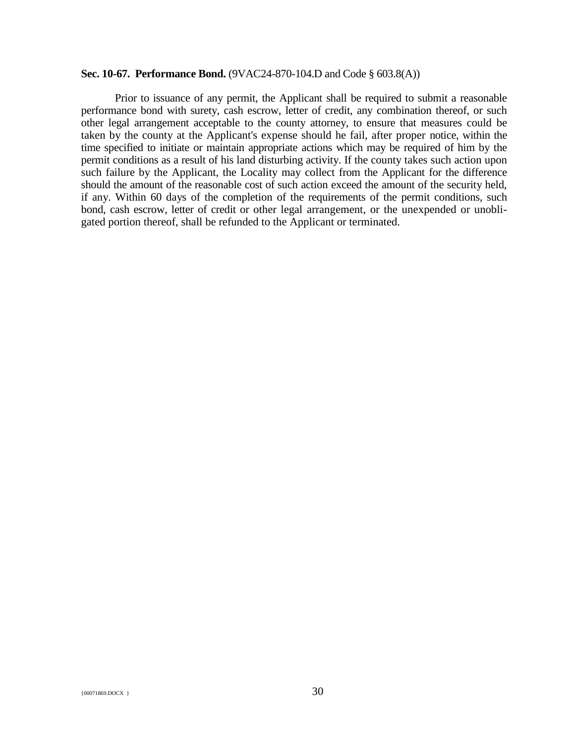**Sec. 10-67. Performance Bond.** (9VAC24-870-104.D and Code § 603.8(A))

Prior to issuance of any permit, the Applicant shall be required to submit a reasonable performance bond with surety, cash escrow, letter of credit, any combination thereof, or such other legal arrangement acceptable to the county attorney, to ensure that measures could be taken by the county at the Applicant's expense should he fail, after proper notice, within the time specified to initiate or maintain appropriate actions which may be required of him by the permit conditions as a result of his land disturbing activity. If the county takes such action upon such failure by the Applicant, the Locality may collect from the Applicant for the difference should the amount of the reasonable cost of such action exceed the amount of the security held, if any. Within 60 days of the completion of the requirements of the permit conditions, such bond, cash escrow, letter of credit or other legal arrangement, or the unexpended or unobligated portion thereof, shall be refunded to the Applicant or terminated.